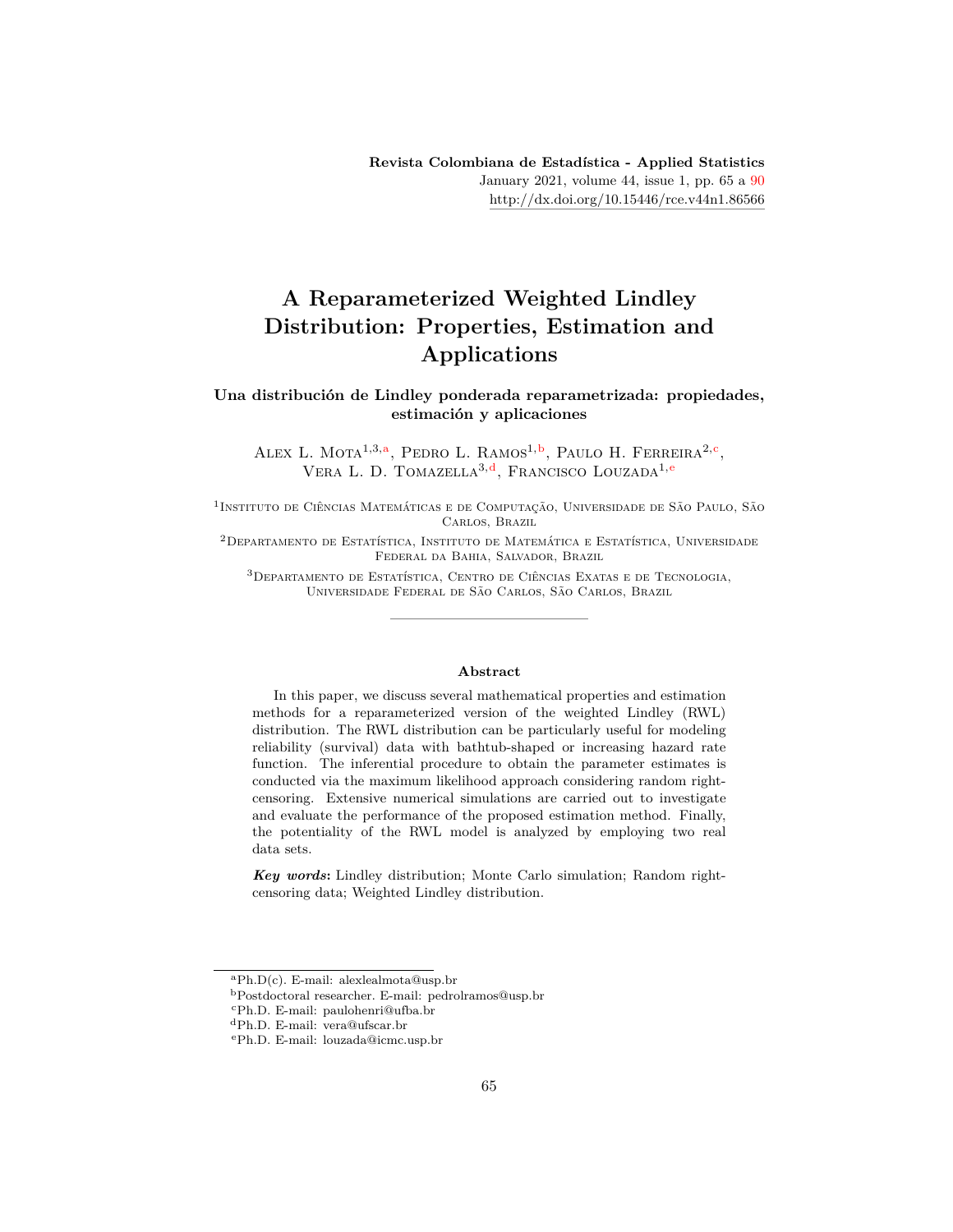**Revista Colombiana de Estadística - Applied Statistics**
January 2021, volume 44, issue 1, pp. 65 a 90
http://dx.doi.org/10.15446/rce.v44n1.86566

# A Reparameterized Weighted Lindley Distribution: Properties, Estimation and Applications

### Una distribución de Lindley ponderada reparametrizada: propiedades, estimación y aplicaciones

Alex L. Mota[1,3,a], Pedro L. Ramos[1,b], Paulo H. Ferreira[2,c], Vera L. D. Tomazella[3,d], Francisco Louzada[1,e]

[1]Instituto de Ciências Matemáticas e de Computação, Universidade de São Paulo, São Carlos, Brazil

[2]Departamento de Estatística, Instituto de Matemática e Estatística, Universidade Federal da Bahia, Salvador, Brazil

[3]Departamento de Estatística, Centro de Ciências Exatas e de Tecnologia, Universidade Federal de São Carlos, São Carlos, Brazil

#### Abstract

In this paper, we discuss several mathematical properties and estimation methods for a reparameterized version of the weighted Lindley (RWL) distribution. The RWL distribution can be particularly useful for modeling reliability (survival) data with bathtub-shaped or increasing hazard rate function. The inferential procedure to obtain the parameter estimates is conducted via the maximum likelihood approach considering random right-censoring. Extensive numerical simulations are carried out to investigate and evaluate the performance of the proposed estimation method. Finally, the potentiality of the RWL model is analyzed by employing two real data sets.

***Key words*:** Lindley distribution; Monte Carlo simulation; Random right-censoring data; Weighted Lindley distribution.

[a]Ph.D(c). E-mail: alexlealmota@usp.br
[b]Postdoctoral researcher. E-mail: pedrolramos@usp.br
[c]Ph.D. E-mail: paulohenri@ufba.br
[d]Ph.D. E-mail: vera@ufscar.br
[e]Ph.D. E-mail: louzada@icmc.usp.br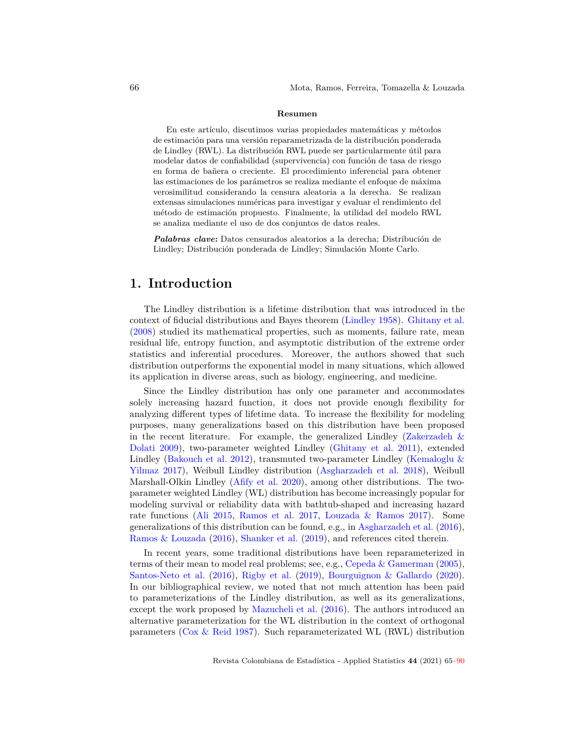**Resumen**

En este artículo, discutimos varias propiedades matemáticas y métodos de estimación para una versión reparametrizada de la distribución ponderada de Lindley (RWL). La distribución RWL puede ser particularmente útil para modelar datos de confiabilidad (supervivencia) con función de tasa de riesgo en forma de bañera o creciente. El procedimiento inferencial para obtener las estimaciones de los parámetros se realiza mediante el enfoque de máxima verosimilitud considerando la censura aleatoria a la derecha. Se realizan extensas simulaciones numéricas para investigar y evaluar el rendimiento del método de estimación propuesto. Finalmente, la utilidad del modelo RWL se analiza mediante el uso de dos conjuntos de datos reales.

***Palabras clave*:** Datos censurados aleatorios a la derecha; Distribución de Lindley; Distribución ponderada de Lindley; Simulación Monte Carlo.

# 1. Introduction

The Lindley distribution is a lifetime distribution that was introduced in the context of fiducial distributions and Bayes theorem (Lindley 1958). Ghitany et al. (2008) studied its mathematical properties, such as moments, failure rate, mean residual life, entropy function, and asymptotic distribution of the extreme order statistics and inferential procedures. Moreover, the authors showed that such distribution outperforms the exponential model in many situations, which allowed its application in diverse areas, such as biology, engineering, and medicine.

Since the Lindley distribution has only one parameter and accommodates solely increasing hazard function, it does not provide enough flexibility for analyzing different types of lifetime data. To increase the flexibility for modeling purposes, many generalizations based on this distribution have been proposed in the recent literature. For example, the generalized Lindley (Zakerzadeh & Dolati 2009), two-parameter weighted Lindley (Ghitany et al. 2011), extended Lindley (Bakouch et al. 2012), transmuted two-parameter Lindley (Kemaloglu & Yilmaz 2017), Weibull Lindley distribution (Asgharzadeh et al. 2018), Weibull Marshall-Olkin Lindley (Afify et al. 2020), among other distributions. The two-parameter weighted Lindley (WL) distribution has become increasingly popular for modeling survival or reliability data with bathtub-shaped and increasing hazard rate functions (Ali 2015, Ramos et al. 2017, Louzada & Ramos 2017). Some generalizations of this distribution can be found, e.g., in Asgharzadeh et al. (2016), Ramos & Louzada (2016), Shanker et al. (2019), and references cited therein.

In recent years, some traditional distributions have been reparameterized in terms of their mean to model real problems; see, e.g., Cepeda & Gamerman (2005), Santos-Neto et al. (2016), Rigby et al. (2019), Bourguignon & Gallardo (2020). In our bibliographical review, we noted that not much attention has been paid to parameterizations of the Lindley distribution, as well as its generalizations, except the work proposed by Mazucheli et al. (2016). The authors introduced an alternative parameterization for the WL distribution in the context of orthogonal parameters (Cox & Reid 1987). Such reparameterizated WL (RWL) distribution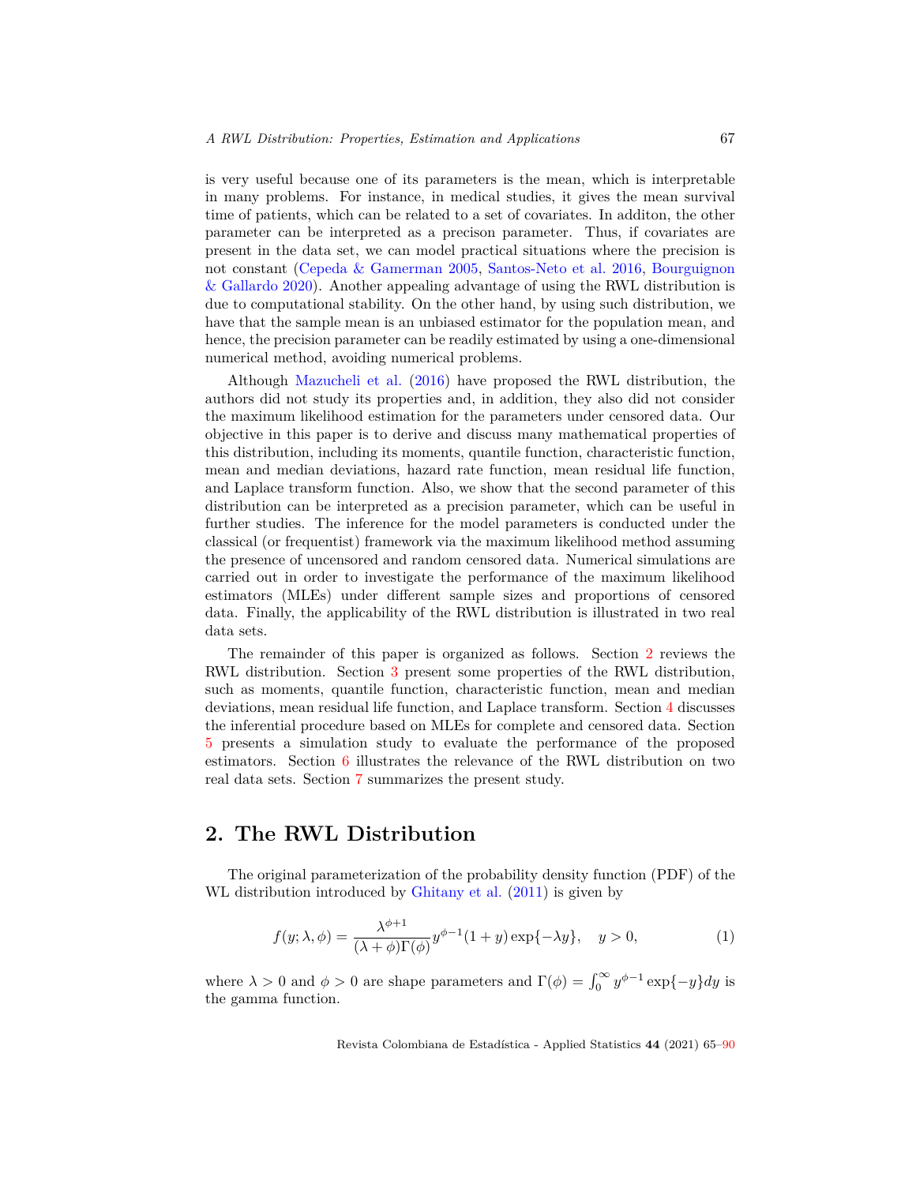is very useful because one of its parameters is the mean, which is interpretable in many problems. For instance, in medical studies, it gives the mean survival time of patients, which can be related to a set of covariates. In additon, the other parameter can be interpreted as a precison parameter. Thus, if covariates are present in the data set, we can model practical situations where the precision is not constant (Cepeda & Gamerman 2005, Santos-Neto et al. 2016, Bourguignon & Gallardo 2020). Another appealing advantage of using the RWL distribution is due to computational stability. On the other hand, by using such distribution, we have that the sample mean is an unbiased estimator for the population mean, and hence, the precision parameter can be readily estimated by using a one-dimensional numerical method, avoiding numerical problems.

Although Mazucheli et al. (2016) have proposed the RWL distribution, the authors did not study its properties and, in addition, they also did not consider the maximum likelihood estimation for the parameters under censored data. Our objective in this paper is to derive and discuss many mathematical properties of this distribution, including its moments, quantile function, characteristic function, mean and median deviations, hazard rate function, mean residual life function, and Laplace transform function. Also, we show that the second parameter of this distribution can be interpreted as a precision parameter, which can be useful in further studies. The inference for the model parameters is conducted under the classical (or frequentist) framework via the maximum likelihood method assuming the presence of uncensored and random censored data. Numerical simulations are carried out in order to investigate the performance of the maximum likelihood estimators (MLEs) under different sample sizes and proportions of censored data. Finally, the applicability of the RWL distribution is illustrated in two real data sets.

The remainder of this paper is organized as follows. Section 2 reviews the RWL distribution. Section 3 present some properties of the RWL distribution, such as moments, quantile function, characteristic function, mean and median deviations, mean residual life function, and Laplace transform. Section 4 discusses the inferential procedure based on MLEs for complete and censored data. Section 5 presents a simulation study to evaluate the performance of the proposed estimators. Section 6 illustrates the relevance of the RWL distribution on two real data sets. Section 7 summarizes the present study.

## 2. The RWL Distribution

The original parameterization of the probability density function (PDF) of the WL distribution introduced by Ghitany et al. (2011) is given by

$$f(y;\lambda,\phi)=\frac{\lambda^{\phi+1}}{(\lambda+\phi)\Gamma(\phi)}y^{\phi-1}(1+y)\exp\{-\lambda y\},\quad y>0, \tag{1}$$

where $\lambda>0$ and $\phi>0$ are shape parameters and $\Gamma(\phi)=\int_0^\infty y^{\phi-1}\exp\{-y\}dy$ is the gamma function.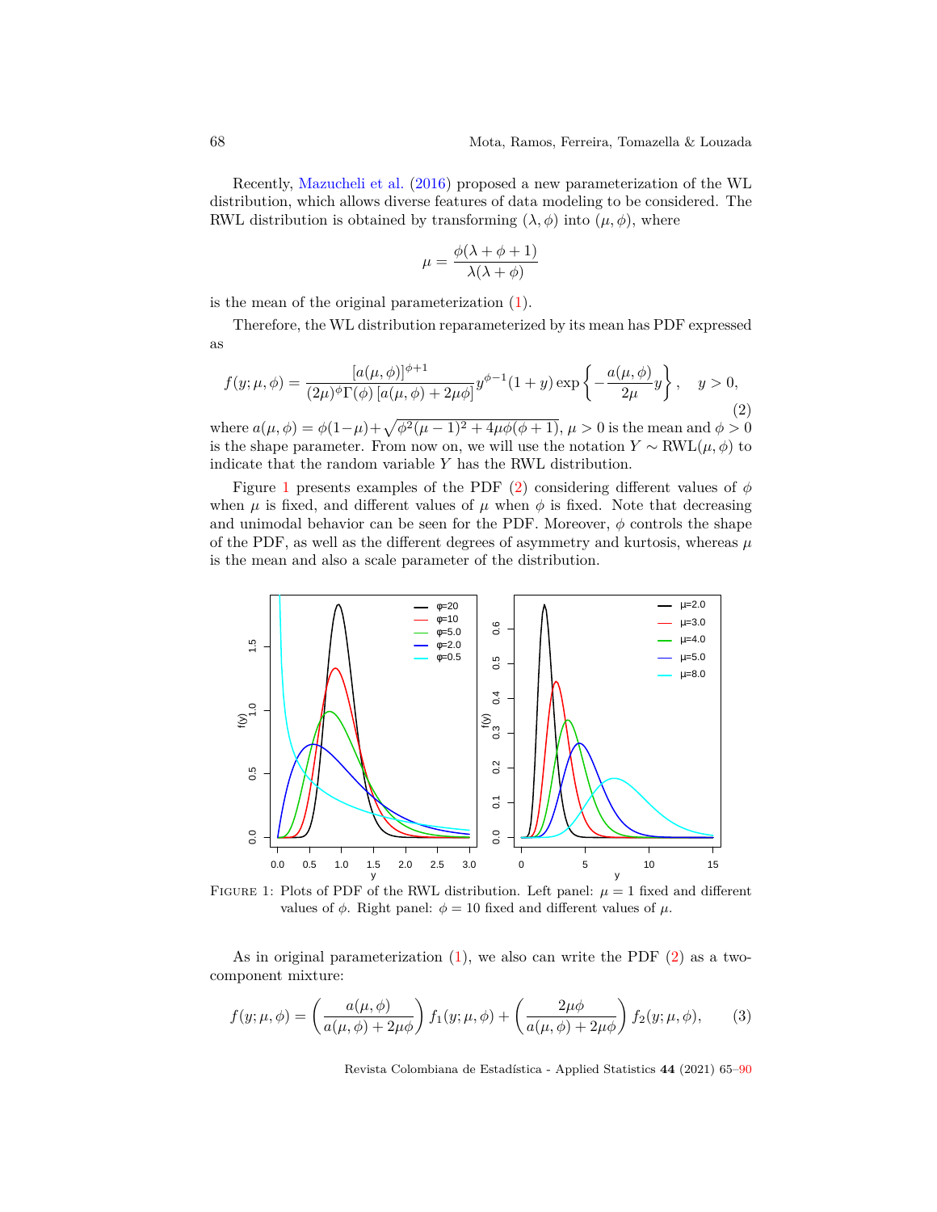Recently, Mazucheli et al. (2016) proposed a new parameterization of the WL distribution, which allows diverse features of data modeling to be considered. The RWL distribution is obtained by transforming $(\lambda, \phi)$ into $(\mu, \phi)$, where

$$\mu = \frac{\phi(\lambda + \phi + 1)}{\lambda(\lambda + \phi)}$$

is the mean of the original parameterization (1).

Therefore, the WL distribution reparameterized by its mean has PDF expressed as

$$f(y; \mu, \phi) = \frac{[a(\mu, \phi)]^{\phi+1}}{(2\mu)^{\phi}\Gamma(\phi)\,[a(\mu, \phi) + 2\mu\phi]} y^{\phi-1}(1 + y) \exp\left\{-\frac{a(\mu, \phi)}{2\mu} y\right\}, \quad y > 0, \tag{2}$$

where $a(\mu, \phi) = \phi(1-\mu) + \sqrt{\phi^2(\mu - 1)^2 + 4\mu\phi(\phi + 1)}$, $\mu > 0$ is the mean and $\phi > 0$ is the shape parameter. From now on, we will use the notation $Y \sim \text{RWL}(\mu, \phi)$ to indicate that the random variable $Y$ has the RWL distribution.

Figure 1 presents examples of the PDF (2) considering different values of $\phi$ when $\mu$ is fixed, and different values of $\mu$ when $\phi$ is fixed. Note that decreasing and unimodal behavior can be seen for the PDF. Moreover, $\phi$ controls the shape of the PDF, as well as the different degrees of asymmetry and kurtosis, whereas $\mu$ is the mean and also a scale parameter of the distribution.

φ=20
φ=10
φ=5.0
φ=2.0
φ=0.5
f(y)
y

μ=2.0
μ=3.0
μ=4.0
μ=5.0
μ=8.0
f(y)
y

Figure 1: Plots of PDF of the RWL distribution. Left panel: $\mu = 1$ fixed and different values of $\phi$. Right panel: $\phi = 10$ fixed and different values of $\mu$.

As in original parameterization (1), we also can write the PDF (2) as a two-component mixture:

$$f(y; \mu, \phi) = \left(\frac{a(\mu, \phi)}{a(\mu, \phi) + 2\mu\phi}\right) f_1(y; \mu, \phi) + \left(\frac{2\mu\phi}{a(\mu, \phi) + 2\mu\phi}\right) f_2(y; \mu, \phi), \tag{3}$$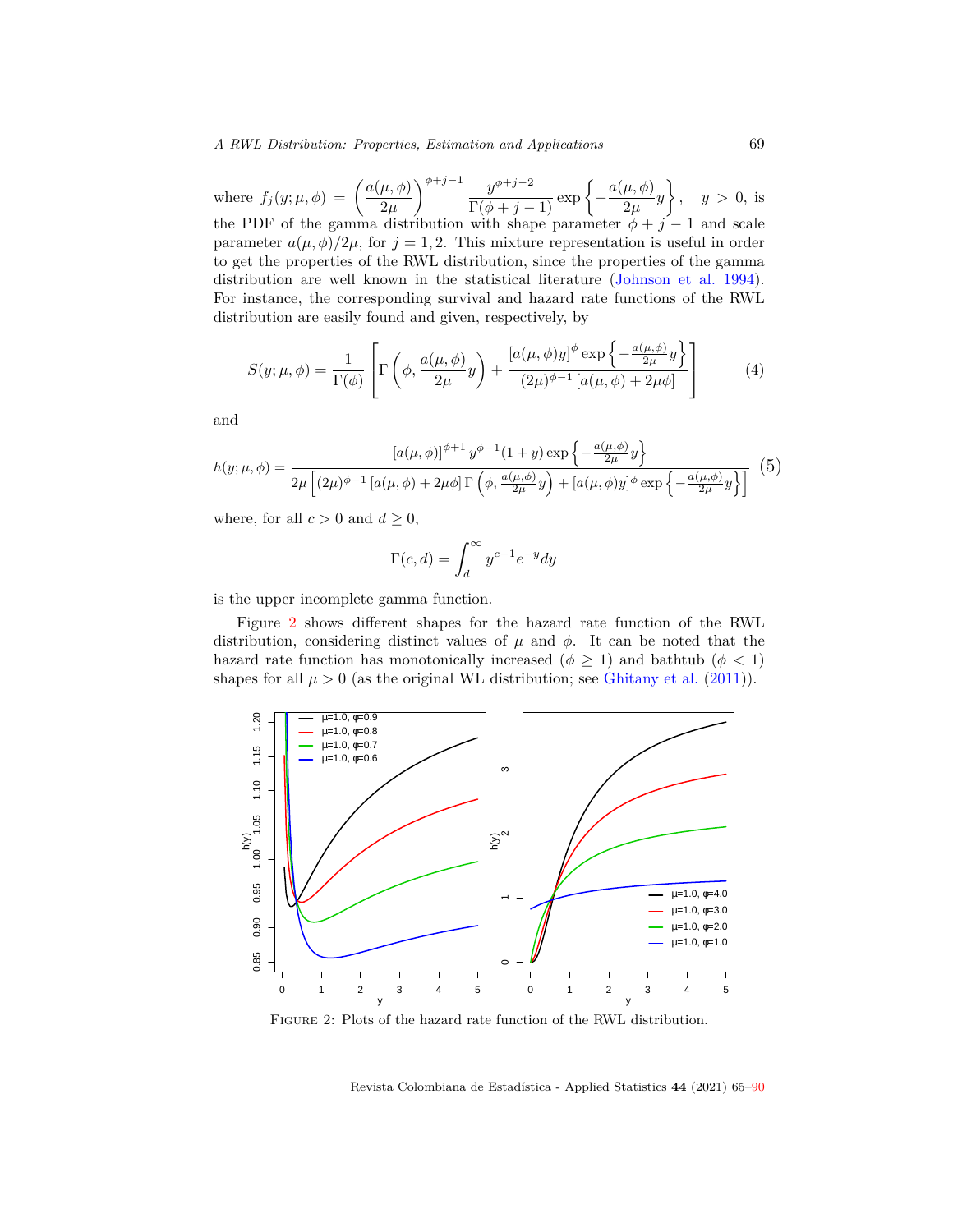where $f_j(y;\mu,\phi) = \left(\dfrac{a(\mu,\phi)}{2\mu}\right)^{\phi+j-1} \dfrac{y^{\phi+j-2}}{\Gamma(\phi+j-1)} \exp\left\{-\dfrac{a(\mu,\phi)}{2\mu}y\right\}, \quad y > 0$, is the PDF of the gamma distribution with shape parameter $\phi + j - 1$ and scale parameter $a(\mu,\phi)/2\mu$, for $j = 1, 2$. This mixture representation is useful in order to get the properties of the RWL distribution, since the properties of the gamma distribution are well known in the statistical literature (Johnson et al. 1994). For instance, the corresponding survival and hazard rate functions of the RWL distribution are easily found and given, respectively, by

$$S(y;\mu,\phi) = \frac{1}{\Gamma(\phi)}\left[\Gamma\left(\phi, \frac{a(\mu,\phi)}{2\mu}y\right) + \frac{[a(\mu,\phi)y]^{\phi}\exp\left\{-\frac{a(\mu,\phi)}{2\mu}y\right\}}{(2\mu)^{\phi-1}\left[a(\mu,\phi)+2\mu\phi\right]}\right] \tag{4}$$

and

$$h(y;\mu,\phi) = \frac{[a(\mu,\phi)]^{\phi+1}\, y^{\phi-1}(1+y)\exp\left\{-\frac{a(\mu,\phi)}{2\mu}y\right\}}{2\mu\left[(2\mu)^{\phi-1}\left[a(\mu,\phi)+2\mu\phi\right]\Gamma\left(\phi,\frac{a(\mu,\phi)}{2\mu}y\right) + [a(\mu,\phi)y]^{\phi}\exp\left\{-\frac{a(\mu,\phi)}{2\mu}y\right\}\right]} \tag{5}$$

where, for all $c > 0$ and $d \geq 0$,

$$\Gamma(c,d) = \int_d^{\infty} y^{c-1}e^{-y}dy$$

is the upper incomplete gamma function.

Figure 2 shows different shapes for the hazard rate function of the RWL distribution, considering distinct values of $\mu$ and $\phi$. It can be noted that the hazard rate function has monotonically increased ($\phi \geq 1$) and bathtub ($\phi < 1$) shapes for all $\mu > 0$ (as the original WL distribution; see Ghitany et al. (2011)).

μ=1.0, φ=0.9
μ=1.0, φ=0.8
μ=1.0, φ=0.7
μ=1.0, φ=0.6
h(y)
0.85 0.90 0.95 1.00 1.05 1.10 1.15 1.20
y
0 1 2 3 4 5

μ=1.0, φ=4.0
μ=1.0, φ=3.0
μ=1.0, φ=2.0
μ=1.0, φ=1.0
h(y)
0 1 2 3
y
0 1 2 3 4 5

Figure 2: Plots of the hazard rate function of the RWL distribution.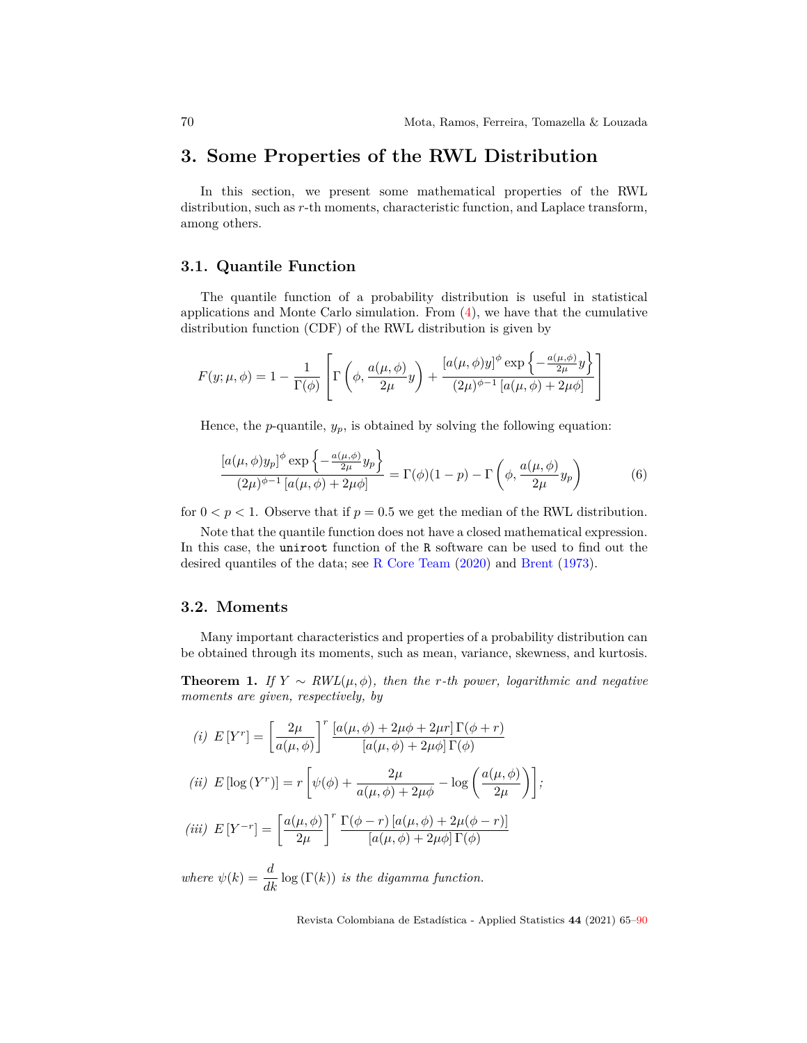# 3. Some Properties of the RWL Distribution

In this section, we present some mathematical properties of the RWL distribution, such as $r$-th moments, characteristic function, and Laplace transform, among others.

## 3.1. Quantile Function

The quantile function of a probability distribution is useful in statistical applications and Monte Carlo simulation. From (4), we have that the cumulative distribution function (CDF) of the RWL distribution is given by

$$F(y;\mu,\phi) = 1 - \frac{1}{\Gamma(\phi)}\left[\Gamma\left(\phi, \frac{a(\mu,\phi)}{2\mu}y\right) + \frac{[a(\mu,\phi)y]^{\phi}\exp\left\{-\frac{a(\mu,\phi)}{2\mu}y\right\}}{(2\mu)^{\phi-1}\left[a(\mu,\phi)+2\mu\phi\right]}\right]$$

Hence, the $p$-quantile, $y_p$, is obtained by solving the following equation:

$$\frac{[a(\mu,\phi)y_p]^{\phi}\exp\left\{-\frac{a(\mu,\phi)}{2\mu}y_p\right\}}{(2\mu)^{\phi-1}\left[a(\mu,\phi)+2\mu\phi\right]} = \Gamma(\phi)(1-p) - \Gamma\left(\phi, \frac{a(\mu,\phi)}{2\mu}y_p\right) \tag{6}$$

for $0 < p < 1$. Observe that if $p = 0.5$ we get the median of the RWL distribution.

Note that the quantile function does not have a closed mathematical expression. In this case, the `uniroot` function of the `R` software can be used to find out the desired quantiles of the data; see R Core Team (2020) and Brent (1973).

## 3.2. Moments

Many important characteristics and properties of a probability distribution can be obtained through its moments, such as mean, variance, skewness, and kurtosis.

**Theorem 1.** *If $Y \sim RWL(\mu,\phi)$, then the $r$-th power, logarithmic and negative moments are given, respectively, by*

*(i)* $E\left[Y^r\right] = \left[\dfrac{2\mu}{a(\mu,\phi)}\right]^r \dfrac{\left[a(\mu,\phi)+2\mu\phi+2\mu r\right]\Gamma(\phi+r)}{\left[a(\mu,\phi)+2\mu\phi\right]\Gamma(\phi)}$

*(ii)* $E\left[\log\left(Y^r\right)\right] = r\left[\psi(\phi) + \dfrac{2\mu}{a(\mu,\phi)+2\mu\phi} - \log\left(\dfrac{a(\mu,\phi)}{2\mu}\right)\right]$*;*

*(iii)* $E\left[Y^{-r}\right] = \left[\dfrac{a(\mu,\phi)}{2\mu}\right]^r \dfrac{\Gamma(\phi-r)\left[a(\mu,\phi)+2\mu(\phi-r)\right]}{\left[a(\mu,\phi)+2\mu\phi\right]\Gamma(\phi)}$

*where* $\psi(k) = \dfrac{d}{dk}\log\left(\Gamma(k)\right)$ *is the digamma function.*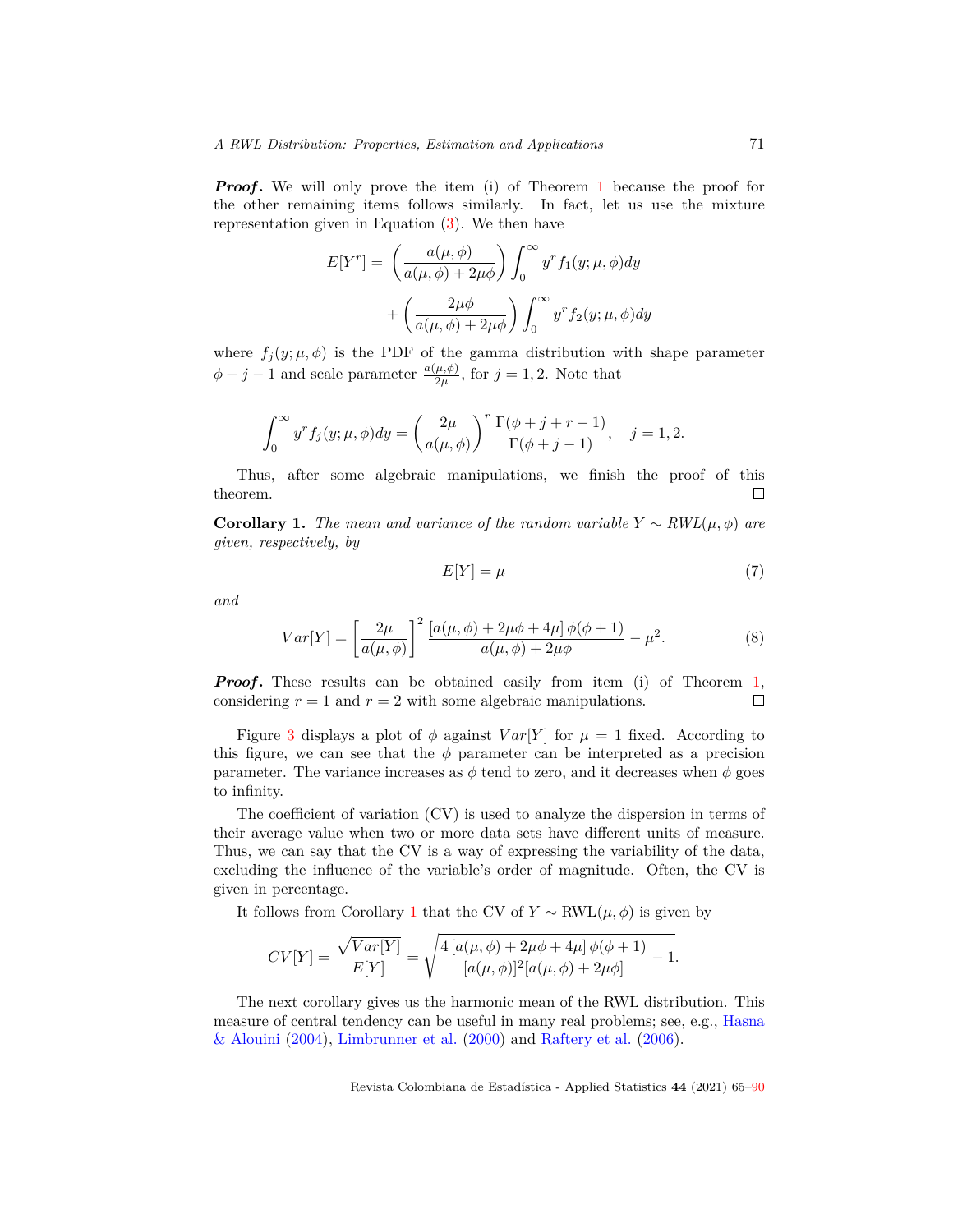***Proof.*** We will only prove the item (i) of Theorem 1 because the proof for the other remaining items follows similarly. In fact, let us use the mixture representation given in Equation (3). We then have

$$
\begin{aligned}
E[Y^r] = &\left(\frac{a(\mu,\phi)}{a(\mu,\phi)+2\mu\phi}\right)\int_0^\infty y^r f_1(y;\mu,\phi)dy \\
&+ \left(\frac{2\mu\phi}{a(\mu,\phi)+2\mu\phi}\right)\int_0^\infty y^r f_2(y;\mu,\phi)dy
\end{aligned}
$$

where $f_j(y;\mu,\phi)$ is the PDF of the gamma distribution with shape parameter $\phi+j-1$ and scale parameter $\frac{a(\mu,\phi)}{2\mu}$, for $j=1,2$. Note that

$$
\int_0^\infty y^r f_j(y;\mu,\phi)dy = \left(\frac{2\mu}{a(\mu,\phi)}\right)^r \frac{\Gamma(\phi+j+r-1)}{\Gamma(\phi+j-1)}, \quad j=1,2.
$$

Thus, after some algebraic manipulations, we finish the proof of this theorem. □

**Corollary 1.** *The mean and variance of the random variable $Y \sim RWL(\mu,\phi)$ are given, respectively, by*

$$
E[Y] = \mu \tag{7}
$$

*and*

$$
Var[Y] = \left[\frac{2\mu}{a(\mu,\phi)}\right]^2 \frac{\left[a(\mu,\phi)+2\mu\phi+4\mu\right]\phi(\phi+1)}{a(\mu,\phi)+2\mu\phi} - \mu^2. \tag{8}
$$

***Proof.*** These results can be obtained easily from item (i) of Theorem 1, considering $r=1$ and $r=2$ with some algebraic manipulations. □

Figure 3 displays a plot of $\phi$ against $Var[Y]$ for $\mu=1$ fixed. According to this figure, we can see that the $\phi$ parameter can be interpreted as a precision parameter. The variance increases as $\phi$ tend to zero, and it decreases when $\phi$ goes to infinity.

The coefficient of variation (CV) is used to analyze the dispersion in terms of their average value when two or more data sets have different units of measure. Thus, we can say that the CV is a way of expressing the variability of the data, excluding the influence of the variable's order of magnitude. Often, the CV is given in percentage.

It follows from Corollary 1 that the CV of $Y \sim \mathrm{RWL}(\mu,\phi)$ is given by

$$
CV[Y] = \frac{\sqrt{Var[Y]}}{E[Y]} = \sqrt{\frac{4\left[a(\mu,\phi)+2\mu\phi+4\mu\right]\phi(\phi+1)}{[a(\mu,\phi)]^2[a(\mu,\phi)+2\mu\phi]} - 1}.
$$

The next corollary gives us the harmonic mean of the RWL distribution. This measure of central tendency can be useful in many real problems; see, e.g., Hasna & Alouini (2004), Limbrunner et al. (2000) and Raftery et al. (2006).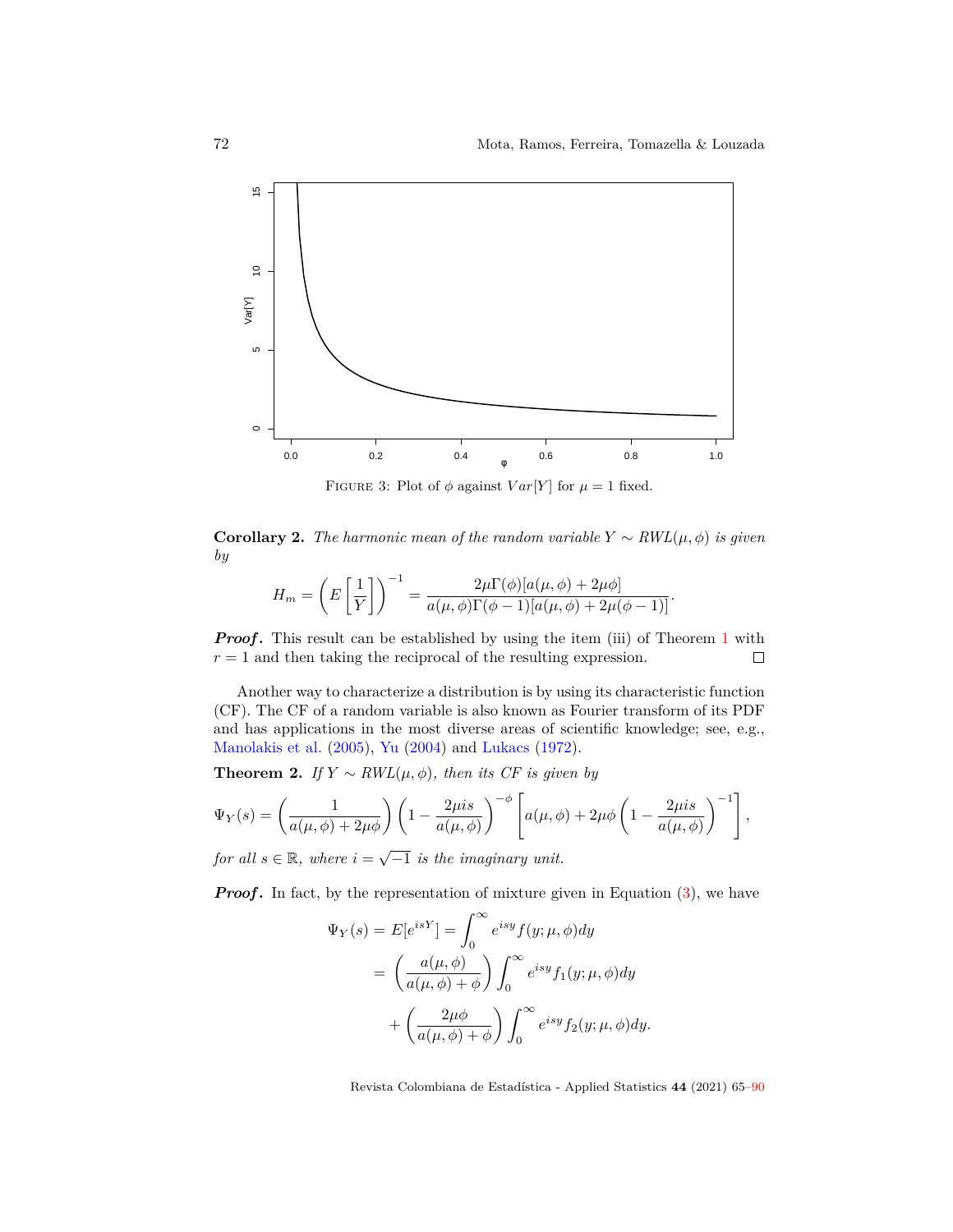15

10

5

0

Var[Y]

0.0 0.2 0.4 0.6 0.8 1.0

φ

Figure 3: Plot of $\phi$ against $Var[Y]$ for $\mu = 1$ fixed.

**Corollary 2.** *The harmonic mean of the random variable $Y \sim RWL(\mu, \phi)$ is given by*

$$H_m = \left(E\left[\frac{1}{Y}\right]\right)^{-1} = \frac{2\mu\Gamma(\phi)[a(\mu,\phi) + 2\mu\phi]}{a(\mu,\phi)\Gamma(\phi-1)[a(\mu,\phi) + 2\mu(\phi-1)]}.$$

***Proof.*** This result can be established by using the item (iii) of Theorem 1 with $r = 1$ and then taking the reciprocal of the resulting expression. □

Another way to characterize a distribution is by using its characteristic function (CF). The CF of a random variable is also known as Fourier transform of its PDF and has applications in the most diverse areas of scientific knowledge; see, e.g., Manolakis et al. (2005), Yu (2004) and Lukacs (1972).

**Theorem 2.** *If $Y \sim RWL(\mu, \phi)$, then its CF is given by*

$$\Psi_Y(s) = \left(\frac{1}{a(\mu,\phi) + 2\mu\phi}\right)\left(1 - \frac{2\mu i s}{a(\mu,\phi)}\right)^{-\phi}\left[a(\mu,\phi) + 2\mu\phi\left(1 - \frac{2\mu i s}{a(\mu,\phi)}\right)^{-1}\right],$$

*for all $s \in \mathbb{R}$, where $i = \sqrt{-1}$ is the imaginary unit.*

***Proof.*** In fact, by the representation of mixture given in Equation (3), we have

$$\begin{aligned}
\Psi_Y(s) = E[e^{isY}] &= \int_0^\infty e^{isy} f(y;\mu,\phi)dy \\
&= \left(\frac{a(\mu,\phi)}{a(\mu,\phi) + \phi}\right)\int_0^\infty e^{isy} f_1(y;\mu,\phi)dy \\
&\quad + \left(\frac{2\mu\phi}{a(\mu,\phi) + \phi}\right)\int_0^\infty e^{isy} f_2(y;\mu,\phi)dy.
\end{aligned}$$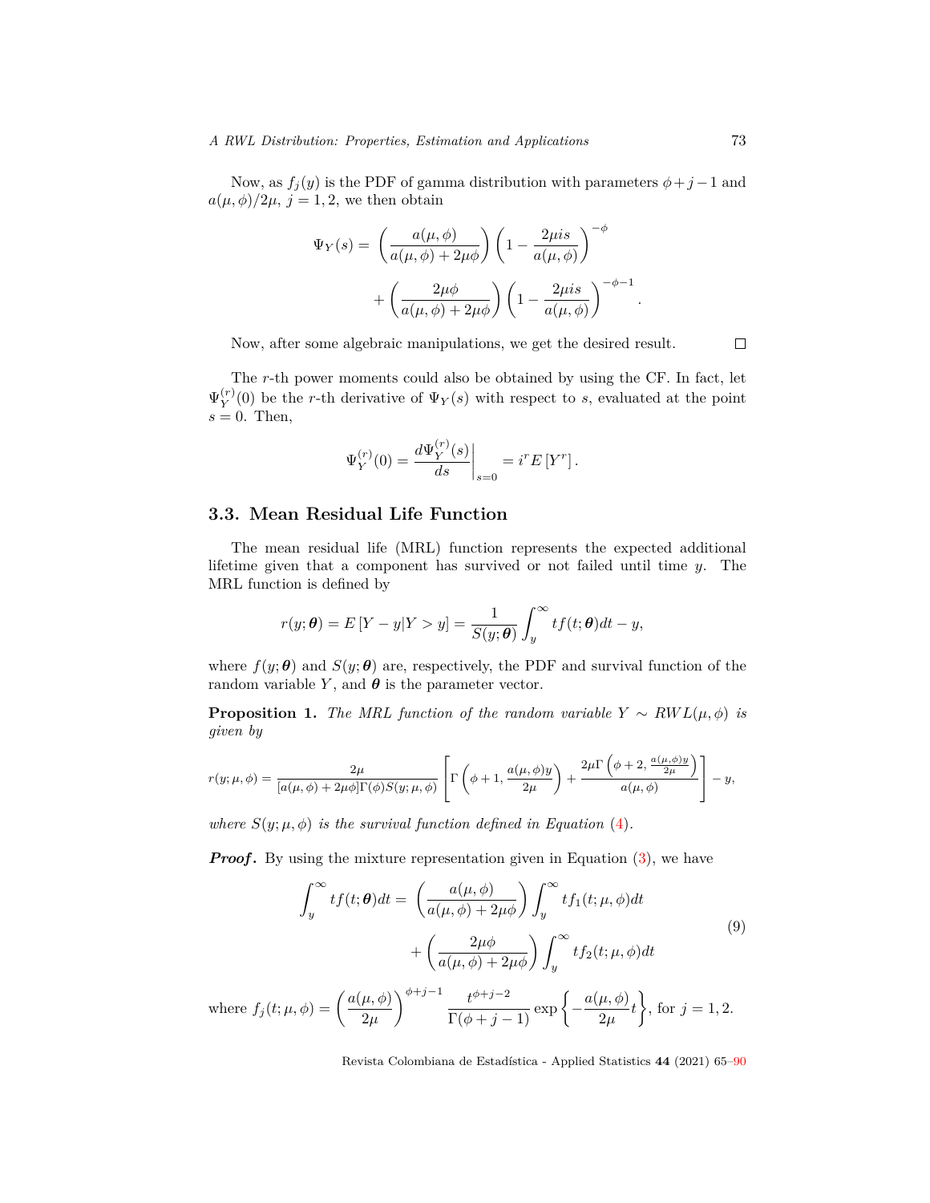Now, as $f_j(y)$ is the PDF of gamma distribution with parameters $\phi + j - 1$ and $a(\mu, \phi)/2\mu$, $j = 1, 2$, we then obtain

$$\Psi_Y(s) = \left(\frac{a(\mu,\phi)}{a(\mu,\phi) + 2\mu\phi}\right)\left(1 - \frac{2\mu i s}{a(\mu,\phi)}\right)^{-\phi} + \left(\frac{2\mu\phi}{a(\mu,\phi) + 2\mu\phi}\right)\left(1 - \frac{2\mu i s}{a(\mu,\phi)}\right)^{-\phi-1}.$$

Now, after some algebraic manipulations, we get the desired result. □

The $r$-th power moments could also be obtained by using the CF. In fact, let $\Psi_Y^{(r)}(0)$ be the $r$-th derivative of $\Psi_Y(s)$ with respect to $s$, evaluated at the point $s = 0$. Then,

$$\Psi_Y^{(r)}(0) = \left.\frac{d\Psi_Y^{(r)}(s)}{ds}\right|_{s=0} = i^r E\left[Y^r\right].$$

## 3.3. Mean Residual Life Function

The mean residual life (MRL) function represents the expected additional lifetime given that a component has survived or not failed until time $y$. The MRL function is defined by

$$r(y;\boldsymbol{\theta}) = E\left[Y - y | Y > y\right] = \frac{1}{S(y;\boldsymbol{\theta})}\int_y^\infty t f(t;\boldsymbol{\theta})dt - y,$$

where $f(y;\boldsymbol{\theta})$ and $S(y;\boldsymbol{\theta})$ are, respectively, the PDF and survival function of the random variable $Y$, and $\boldsymbol{\theta}$ is the parameter vector.

**Proposition 1.** *The MRL function of the random variable $Y \sim RWL(\mu, \phi)$ is given by*

$$r(y;\mu,\phi) = \frac{2\mu}{[a(\mu,\phi) + 2\mu\phi]\Gamma(\phi)S(y;\mu,\phi)}\left[\Gamma\left(\phi + 1, \frac{a(\mu,\phi)y}{2\mu}\right) + \frac{2\mu\Gamma\left(\phi + 2, \frac{a(\mu,\phi)y}{2\mu}\right)}{a(\mu,\phi)}\right] - y,$$

*where $S(y;\mu,\phi)$ is the survival function defined in Equation (4).*

***Proof.*** By using the mixture representation given in Equation (3), we have

$$\int_y^\infty t f(t;\boldsymbol{\theta})dt = \left(\frac{a(\mu,\phi)}{a(\mu,\phi) + 2\mu\phi}\right)\int_y^\infty t f_1(t;\mu,\phi)dt + \left(\frac{2\mu\phi}{a(\mu,\phi) + 2\mu\phi}\right)\int_y^\infty t f_2(t;\mu,\phi)dt \tag{9}$$

where $f_j(t;\mu,\phi) = \left(\frac{a(\mu,\phi)}{2\mu}\right)^{\phi+j-1}\frac{t^{\phi+j-2}}{\Gamma(\phi+j-1)}\exp\left\{-\frac{a(\mu,\phi)}{2\mu}t\right\}$, for $j = 1, 2$.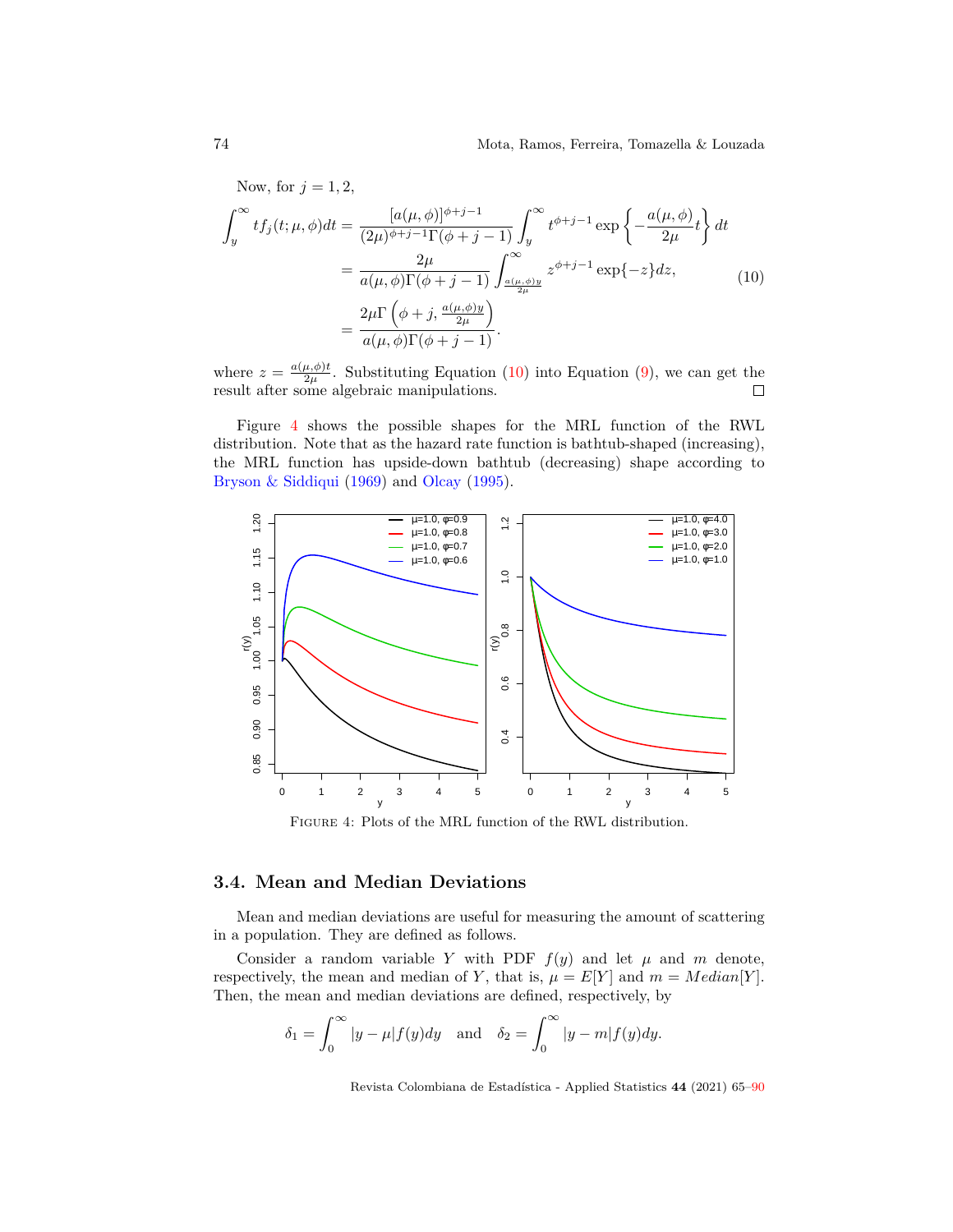Now, for $j = 1, 2$,

$$
\begin{aligned}
\int_y^\infty t f_j(t;\mu,\phi)dt &= \frac{[a(\mu,\phi)]^{\phi+j-1}}{(2\mu)^{\phi+j-1}\Gamma(\phi+j-1)}\int_y^\infty t^{\phi+j-1}\exp\left\{-\frac{a(\mu,\phi)}{2\mu}t\right\}dt \\
&= \frac{2\mu}{a(\mu,\phi)\Gamma(\phi+j-1)}\int_{\frac{a(\mu,\phi)y}{2\mu}}^\infty z^{\phi+j-1}\exp\{-z\}dz, \\
&= \frac{2\mu\Gamma\left(\phi+j, \frac{a(\mu,\phi)y}{2\mu}\right)}{a(\mu,\phi)\Gamma(\phi+j-1)}.
\end{aligned} \tag{10}
$$

where $z = \frac{a(\mu,\phi)t}{2\mu}$. Substituting Equation (10) into Equation (9), we can get the result after some algebraic manipulations. □

Figure 4 shows the possible shapes for the MRL function of the RWL distribution. Note that as the hazard rate function is bathtub-shaped (increasing), the MRL function has upside-down bathtub (decreasing) shape according to Bryson & Siddiqui (1969) and Olcay (1995).

Figure 4: Plots of the MRL function of the RWL distribution.

## 3.4. Mean and Median Deviations

Mean and median deviations are useful for measuring the amount of scattering in a population. They are defined as follows.

Consider a random variable $Y$ with PDF $f(y)$ and let $\mu$ and $m$ denote, respectively, the mean and median of $Y$, that is, $\mu = E[Y]$ and $m = Median[Y]$. Then, the mean and median deviations are defined, respectively, by

$$
\delta_1 = \int_0^\infty |y-\mu| f(y)dy \quad \text{and} \quad \delta_2 = \int_0^\infty |y-m| f(y)dy.
$$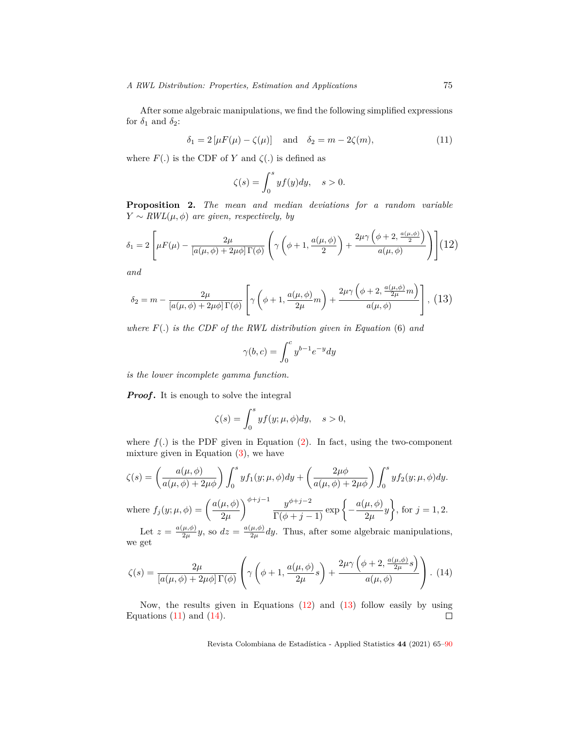After some algebraic manipulations, we find the following simplified expressions for $\delta_1$ and $\delta_2$:

$$\delta_1 = 2\left[\mu F(\mu) - \zeta(\mu)\right] \quad \text{and} \quad \delta_2 = m - 2\zeta(m), \tag{11}$$

where $F(.)$ is the CDF of $Y$ and $\zeta(.)$ is defined as

$$\zeta(s) = \int_0^s y f(y) dy, \quad s > 0.$$

**Proposition 2.** *The mean and median deviations for a random variable $Y \sim RWL(\mu, \phi)$ are given, respectively, by*

$$\delta_1 = 2\left[\mu F(\mu) - \frac{2\mu}{\left[a(\mu,\phi) + 2\mu\phi\right]\Gamma(\phi)}\left(\gamma\left(\phi+1, \frac{a(\mu,\phi)}{2}\right) + \frac{2\mu\gamma\left(\phi+2, \frac{a(\mu,\phi)}{2}\right)}{a(\mu,\phi)}\right)\right] \tag{12}$$

*and*

$$\delta_2 = m - \frac{2\mu}{\left[a(\mu,\phi) + 2\mu\phi\right]\Gamma(\phi)}\left[\gamma\left(\phi+1, \frac{a(\mu,\phi)}{2\mu}m\right) + \frac{2\mu\gamma\left(\phi+2, \frac{a(\mu,\phi)}{2\mu}m\right)}{a(\mu,\phi)}\right], \tag{13}$$

*where $F(.)$ is the CDF of the RWL distribution given in Equation (6) and*

$$\gamma(b, c) = \int_0^c y^{b-1} e^{-y} dy$$

*is the lower incomplete gamma function.*

***Proof.*** It is enough to solve the integral

$$\zeta(s) = \int_0^s y f(y; \mu, \phi) dy, \quad s > 0,$$

where $f(.)$ is the PDF given in Equation (2). In fact, using the two-component mixture given in Equation (3), we have

$$\zeta(s) = \left(\frac{a(\mu,\phi)}{a(\mu,\phi) + 2\mu\phi}\right)\int_0^s y f_1(y;\mu,\phi) dy + \left(\frac{2\mu\phi}{a(\mu,\phi) + 2\mu\phi}\right)\int_0^s y f_2(y;\mu,\phi) dy.$$

where $f_j(y;\mu,\phi) = \left(\frac{a(\mu,\phi)}{2\mu}\right)^{\phi+j-1} \frac{y^{\phi+j-2}}{\Gamma(\phi+j-1)} \exp\left\{-\frac{a(\mu,\phi)}{2\mu} y\right\}$, for $j = 1, 2$.

Let $z = \frac{a(\mu,\phi)}{2\mu} y$, so $dz = \frac{a(\mu,\phi)}{2\mu} dy$. Thus, after some algebraic manipulations, we get

$$\zeta(s) = \frac{2\mu}{\left[a(\mu,\phi) + 2\mu\phi\right]\Gamma(\phi)}\left(\gamma\left(\phi+1, \frac{a(\mu,\phi)}{2\mu}s\right) + \frac{2\mu\gamma\left(\phi+2, \frac{a(\mu,\phi)}{2\mu}s\right)}{a(\mu,\phi)}\right). \tag{14}$$

Now, the results given in Equations (12) and (13) follow easily by using Equations (11) and (14). □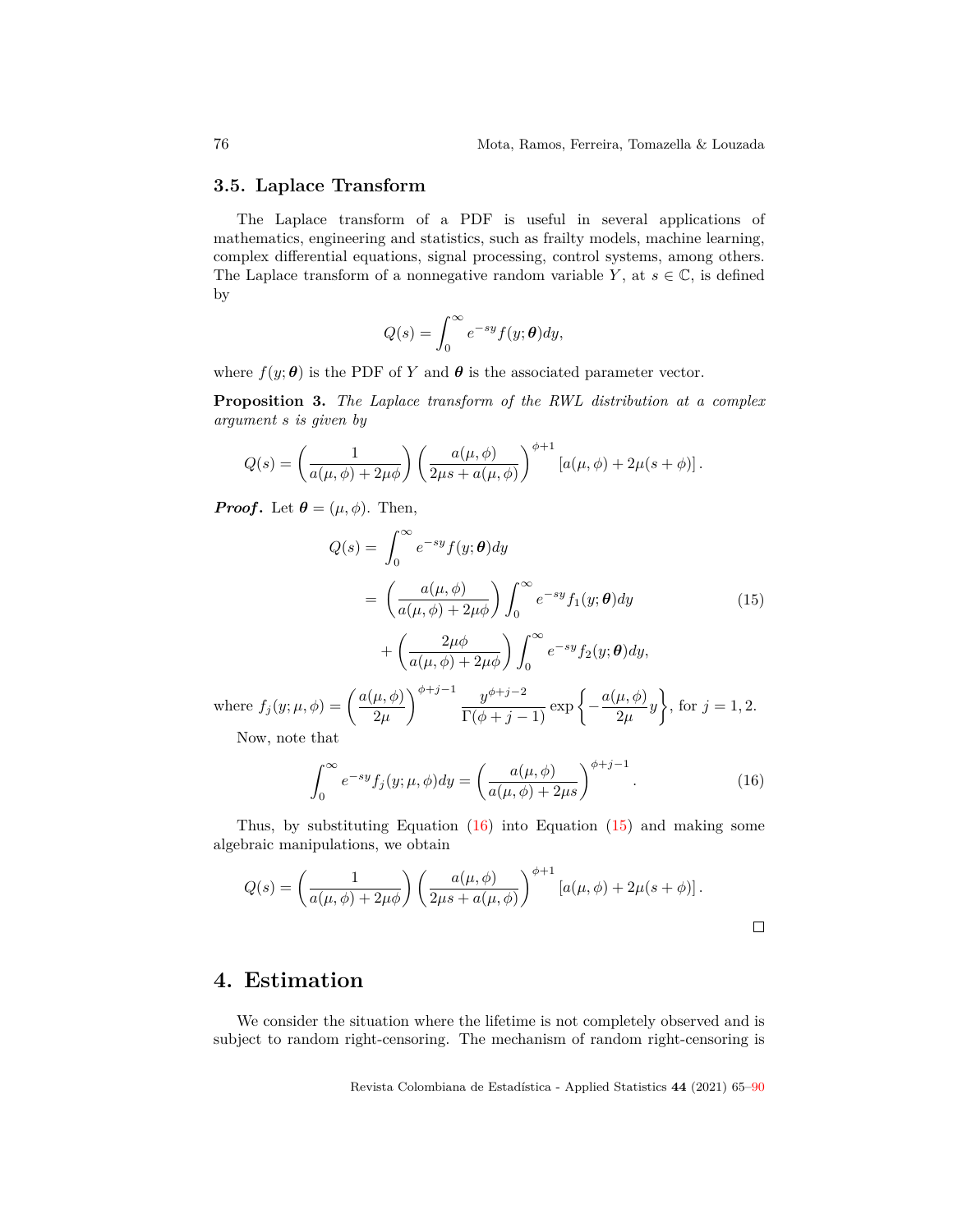### 3.5. Laplace Transform

The Laplace transform of a PDF is useful in several applications of mathematics, engineering and statistics, such as frailty models, machine learning, complex differential equations, signal processing, control systems, among others. The Laplace transform of a nonnegative random variable $Y$, at $s \in \mathbb{C}$, is defined by

$$Q(s) = \int_0^\infty e^{-sy} f(y; \boldsymbol{\theta}) dy,$$

where $f(y; \boldsymbol{\theta})$ is the PDF of $Y$ and $\boldsymbol{\theta}$ is the associated parameter vector.

**Proposition 3.** *The Laplace transform of the RWL distribution at a complex argument $s$ is given by*

$$Q(s) = \left( \frac{1}{a(\mu, \phi) + 2\mu\phi} \right) \left( \frac{a(\mu, \phi)}{2\mu s + a(\mu, \phi)} \right)^{\phi+1} [a(\mu, \phi) + 2\mu(s + \phi)].$$

***Proof.*** Let $\boldsymbol{\theta} = (\mu, \phi)$. Then,

$$\begin{aligned} Q(s) &= \int_0^\infty e^{-sy} f(y; \boldsymbol{\theta}) dy \\ &= \left( \frac{a(\mu, \phi)}{a(\mu, \phi) + 2\mu\phi} \right) \int_0^\infty e^{-sy} f_1(y; \boldsymbol{\theta}) dy \\ &\quad + \left( \frac{2\mu\phi}{a(\mu, \phi) + 2\mu\phi} \right) \int_0^\infty e^{-sy} f_2(y; \boldsymbol{\theta}) dy, \end{aligned} \tag{15}$$

where $f_j(y; \mu, \phi) = \left( \frac{a(\mu, \phi)}{2\mu} \right)^{\phi+j-1} \frac{y^{\phi+j-2}}{\Gamma(\phi + j - 1)} \exp\left\{ -\frac{a(\mu, \phi)}{2\mu} y \right\}$, for $j = 1, 2$.

Now, note that

$$\int_0^\infty e^{-sy} f_j(y; \mu, \phi) dy = \left( \frac{a(\mu, \phi)}{a(\mu, \phi) + 2\mu s} \right)^{\phi+j-1}. \tag{16}$$

Thus, by substituting Equation (16) into Equation (15) and making some algebraic manipulations, we obtain

$$Q(s) = \left( \frac{1}{a(\mu, \phi) + 2\mu\phi} \right) \left( \frac{a(\mu, \phi)}{2\mu s + a(\mu, \phi)} \right)^{\phi+1} [a(\mu, \phi) + 2\mu(s + \phi)].$$

□

## 4. Estimation

We consider the situation where the lifetime is not completely observed and is subject to random right-censoring. The mechanism of random right-censoring is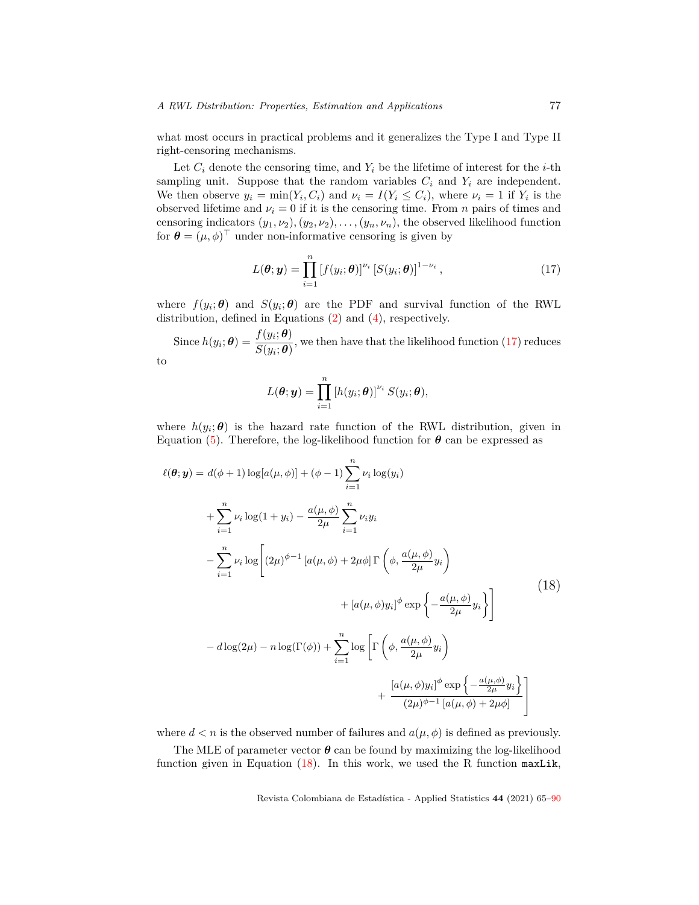what most occurs in practical problems and it generalizes the Type I and Type II right-censoring mechanisms.

Let $C_i$ denote the censoring time, and $Y_i$ be the lifetime of interest for the $i$-th sampling unit. Suppose that the random variables $C_i$ and $Y_i$ are independent. We then observe $y_i = \min(Y_i, C_i)$ and $\nu_i = I(Y_i \leq C_i)$, where $\nu_i = 1$ if $Y_i$ is the observed lifetime and $\nu_i = 0$ if it is the censoring time. From $n$ pairs of times and censoring indicators $(y_1, \nu_2), (y_2, \nu_2), \ldots, (y_n, \nu_n)$, the observed likelihood function for $\boldsymbol{\theta} = (\mu, \phi)^\top$ under non-informative censoring is given by

$$L(\boldsymbol{\theta}; \boldsymbol{y}) = \prod_{i=1}^{n} \left[f(y_i; \boldsymbol{\theta})\right]^{\nu_i} \left[S(y_i; \boldsymbol{\theta})\right]^{1-\nu_i}, \tag{17}$$

where $f(y_i; \boldsymbol{\theta})$ and $S(y_i; \boldsymbol{\theta})$ are the PDF and survival function of the RWL distribution, defined in Equations (2) and (4), respectively.

Since $h(y_i; \boldsymbol{\theta}) = \dfrac{f(y_i; \boldsymbol{\theta})}{S(y_i; \boldsymbol{\theta})}$, we then have that the likelihood function (17) reduces to

$$L(\boldsymbol{\theta}; \boldsymbol{y}) = \prod_{i=1}^{n} \left[h(y_i; \boldsymbol{\theta})\right]^{\nu_i} S(y_i; \boldsymbol{\theta}),$$

where $h(y_i; \boldsymbol{\theta})$ is the hazard rate function of the RWL distribution, given in Equation (5). Therefore, the log-likelihood function for $\boldsymbol{\theta}$ can be expressed as

$$\begin{aligned}
\ell(\boldsymbol{\theta}; \boldsymbol{y}) = {} & d(\phi + 1)\log[a(\mu, \phi)] + (\phi - 1)\sum_{i=1}^{n} \nu_i \log(y_i) \\
& + \sum_{i=1}^{n} \nu_i \log(1 + y_i) - \frac{a(\mu, \phi)}{2\mu} \sum_{i=1}^{n} \nu_i y_i \\
& - \sum_{i=1}^{n} \nu_i \log\Bigg[ (2\mu)^{\phi - 1} \left[a(\mu, \phi) + 2\mu\phi\right] \Gamma\left(\phi, \frac{a(\mu, \phi)}{2\mu} y_i\right) \\
& \qquad\qquad + \left[a(\mu, \phi) y_i\right]^{\phi} \exp\left\{-\frac{a(\mu, \phi)}{2\mu} y_i\right\}\Bigg] \\
& - d\log(2\mu) - n\log(\Gamma(\phi)) + \sum_{i=1}^{n} \log\Bigg[\Gamma\left(\phi, \frac{a(\mu, \phi)}{2\mu} y_i\right) \\
& \qquad\qquad + \frac{\left[a(\mu, \phi) y_i\right]^{\phi} \exp\left\{-\frac{a(\mu,\phi)}{2\mu} y_i\right\}}{(2\mu)^{\phi - 1}\left[a(\mu, \phi) + 2\mu\phi\right]}\Bigg]
\end{aligned} \tag{18}$$

where $d < n$ is the observed number of failures and $a(\mu, \phi)$ is defined as previously.

The MLE of parameter vector $\boldsymbol{\theta}$ can be found by maximizing the log-likelihood function given in Equation (18). In this work, we used the R function `maxLik`,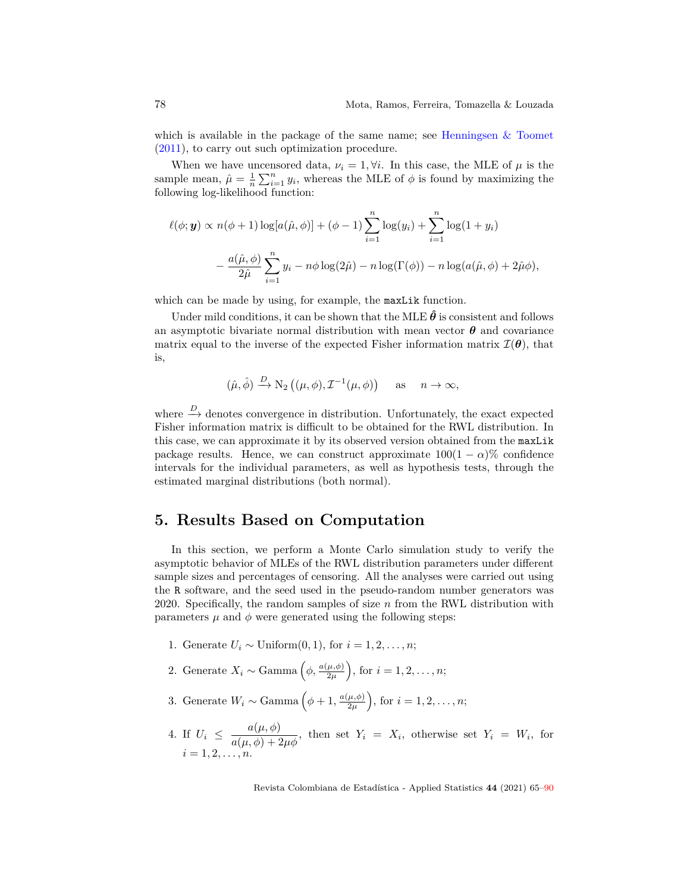which is available in the package of the same name; see Henningsen & Toomet (2011), to carry out such optimization procedure.

When we have uncensored data, $\nu_i = 1, \forall i$. In this case, the MLE of $\mu$ is the sample mean, $\hat{\mu} = \frac{1}{n}\sum_{i=1}^{n} y_i$, whereas the MLE of $\phi$ is found by maximizing the following log-likelihood function:

$$\ell(\phi; \boldsymbol{y}) \propto n(\phi+1)\log[a(\hat{\mu},\phi)] + (\phi-1)\sum_{i=1}^{n}\log(y_i) + \sum_{i=1}^{n}\log(1+y_i)$$
$$- \frac{a(\hat{\mu},\phi)}{2\hat{\mu}}\sum_{i=1}^{n} y_i - n\phi\log(2\hat{\mu}) - n\log(\Gamma(\phi)) - n\log(a(\hat{\mu},\phi) + 2\hat{\mu}\phi),$$

which can be made by using, for example, the `maxLik` function.

Under mild conditions, it can be shown that the MLE $\hat{\boldsymbol{\theta}}$ is consistent and follows an asymptotic bivariate normal distribution with mean vector $\boldsymbol{\theta}$ and covariance matrix equal to the inverse of the expected Fisher information matrix $\mathcal{I}(\boldsymbol{\theta})$, that is,

$$(\hat{\mu},\hat{\phi}) \xrightarrow{D} \mathrm{N}_2\left((\mu,\phi), \mathcal{I}^{-1}(\mu,\phi)\right) \quad \text{as} \quad n \to \infty,$$

where $\xrightarrow{D}$ denotes convergence in distribution. Unfortunately, the exact expected Fisher information matrix is difficult to be obtained for the RWL distribution. In this case, we can approximate it by its observed version obtained from the `maxLik` package results. Hence, we can construct approximate $100(1-\alpha)\%$ confidence intervals for the individual parameters, as well as hypothesis tests, through the estimated marginal distributions (both normal).

# 5. Results Based on Computation

In this section, we perform a Monte Carlo simulation study to verify the asymptotic behavior of MLEs of the RWL distribution parameters under different sample sizes and percentages of censoring. All the analyses were carried out using the `R` software, and the seed used in the pseudo-random number generators was 2020. Specifically, the random samples of size $n$ from the RWL distribution with parameters $\mu$ and $\phi$ were generated using the following steps:

1. Generate $U_i \sim \text{Uniform}(0,1)$, for $i = 1, 2, \ldots, n$;
2. Generate $X_i \sim \text{Gamma}\left(\phi, \frac{a(\mu,\phi)}{2\mu}\right)$, for $i = 1, 2, \ldots, n$;
3. Generate $W_i \sim \text{Gamma}\left(\phi+1, \frac{a(\mu,\phi)}{2\mu}\right)$, for $i = 1, 2, \ldots, n$;
4. If $U_i \leq \dfrac{a(\mu,\phi)}{a(\mu,\phi) + 2\mu\phi}$, then set $Y_i = X_i$, otherwise set $Y_i = W_i$, for $i = 1, 2, \ldots, n$.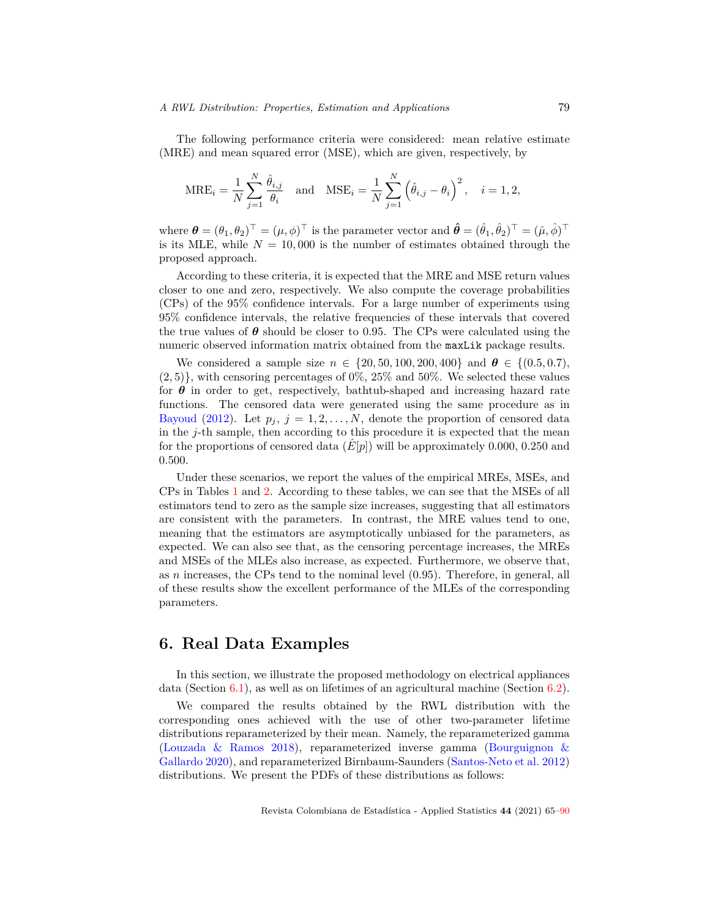The following performance criteria were considered: mean relative estimate (MRE) and mean squared error (MSE), which are given, respectively, by

$$\text{MRE}_i = \frac{1}{N}\sum_{j=1}^{N}\frac{\hat{\theta}_{i,j}}{\theta_i} \quad \text{and} \quad \text{MSE}_i = \frac{1}{N}\sum_{j=1}^{N}\left(\hat{\theta}_{i,j}-\theta_i\right)^2, \quad i = 1, 2,$$

where $\boldsymbol{\theta} = (\theta_1, \theta_2)^\top = (\mu, \phi)^\top$ is the parameter vector and $\hat{\boldsymbol{\theta}} = (\hat{\theta}_1, \hat{\theta}_2)^\top = (\hat{\mu}, \hat{\phi})^\top$ is its MLE, while $N = 10,000$ is the number of estimates obtained through the proposed approach.

According to these criteria, it is expected that the MRE and MSE return values closer to one and zero, respectively. We also compute the coverage probabilities (CPs) of the 95% confidence intervals. For a large number of experiments using 95% confidence intervals, the relative frequencies of these intervals that covered the true values of $\boldsymbol{\theta}$ should be closer to 0.95. The CPs were calculated using the numeric observed information matrix obtained from the `maxLik` package results.

We considered a sample size $n \in \{20, 50, 100, 200, 400\}$ and $\boldsymbol{\theta} \in \{(0.5, 0.7), (2, 5)\}$, with censoring percentages of 0%, 25% and 50%. We selected these values for $\boldsymbol{\theta}$ in order to get, respectively, bathtub-shaped and increasing hazard rate functions. The censored data were generated using the same procedure as in Bayoud (2012). Let $p_j$, $j = 1, 2, \ldots, N$, denote the proportion of censored data in the $j$-th sample, then according to this procedure it is expected that the mean for the proportions of censored data ($\hat{E}[p]$) will be approximately 0.000, 0.250 and 0.500.

Under these scenarios, we report the values of the empirical MREs, MSEs, and CPs in Tables 1 and 2. According to these tables, we can see that the MSEs of all estimators tend to zero as the sample size increases, suggesting that all estimators are consistent with the parameters. In contrast, the MRE values tend to one, meaning that the estimators are asymptotically unbiased for the parameters, as expected. We can also see that, as the censoring percentage increases, the MREs and MSEs of the MLEs also increase, as expected. Furthermore, we observe that, as $n$ increases, the CPs tend to the nominal level (0.95). Therefore, in general, all of these results show the excellent performance of the MLEs of the corresponding parameters.

## 6. Real Data Examples

In this section, we illustrate the proposed methodology on electrical appliances data (Section 6.1), as well as on lifetimes of an agricultural machine (Section 6.2).

We compared the results obtained by the RWL distribution with the corresponding ones achieved with the use of other two-parameter lifetime distributions reparameterized by their mean. Namely, the reparameterized gamma (Louzada & Ramos 2018), reparameterized inverse gamma (Bourguignon & Gallardo 2020), and reparameterized Birnbaum-Saunders (Santos-Neto et al. 2012) distributions. We present the PDFs of these distributions as follows: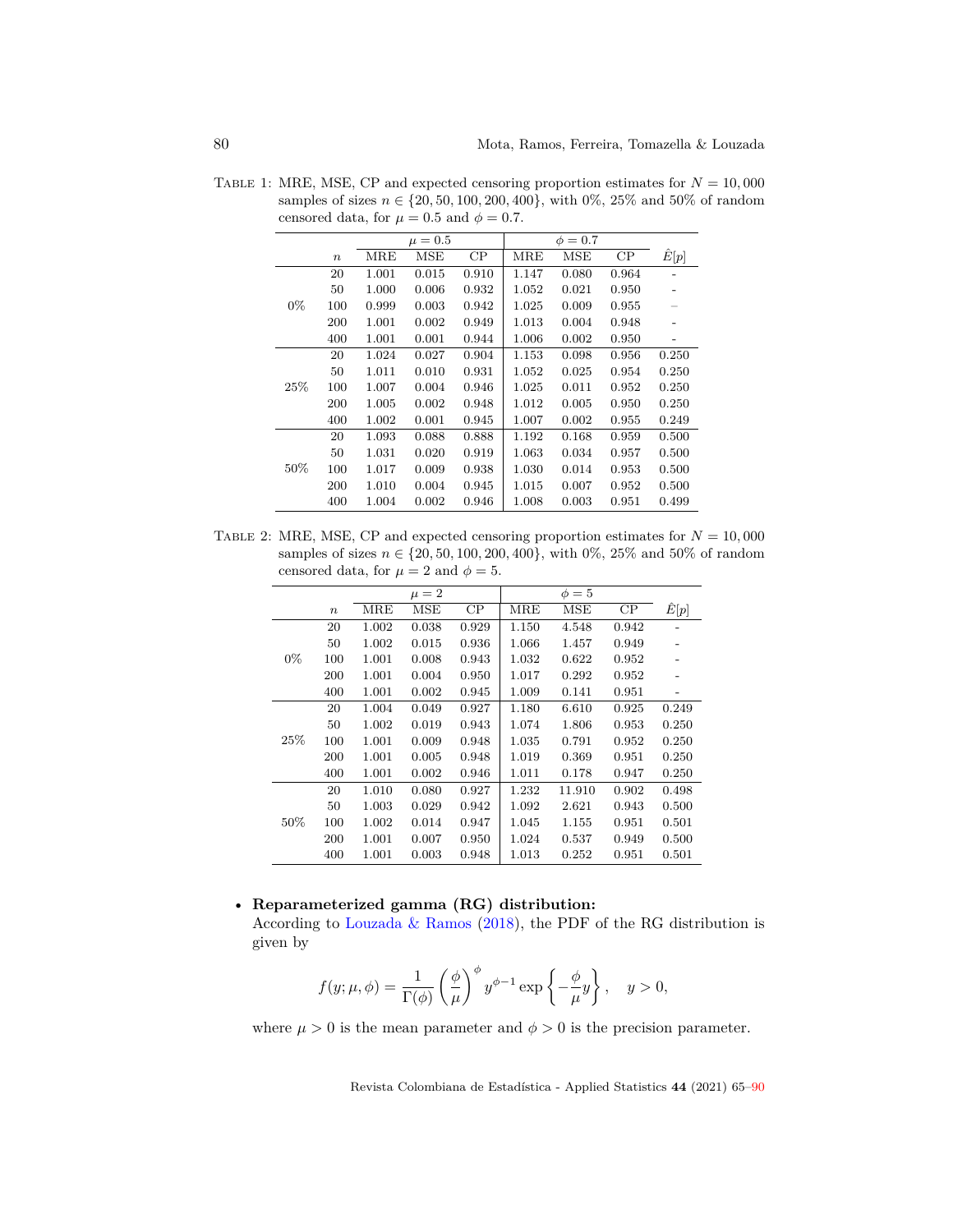Table 1: MRE, MSE, CP and expected censoring proportion estimates for $N = 10,000$ samples of sizes $n \in \{20, 50, 100, 200, 400\}$, with 0%, 25% and 50% of random censored data, for $\mu = 0.5$ and $\phi = 0.7$.

| | | $\mu = 0.5$ | | | $\phi = 0.7$ | | | |
|---|---|---|---|---|---|---|---|---|
| | $n$ | MRE | MSE | CP | MRE | MSE | CP | $\hat{E}[p]$ |
| 0% | 20 | 1.001 | 0.015 | 0.910 | 1.147 | 0.080 | 0.964 | - |
| | 50 | 1.000 | 0.006 | 0.932 | 1.052 | 0.021 | 0.950 | - |
| | 100 | 0.999 | 0.003 | 0.942 | 1.025 | 0.009 | 0.955 | – |
| | 200 | 1.001 | 0.002 | 0.949 | 1.013 | 0.004 | 0.948 | - |
| | 400 | 1.001 | 0.001 | 0.944 | 1.006 | 0.002 | 0.950 | - |
| 25% | 20 | 1.024 | 0.027 | 0.904 | 1.153 | 0.098 | 0.956 | 0.250 |
| | 50 | 1.011 | 0.010 | 0.931 | 1.052 | 0.025 | 0.954 | 0.250 |
| | 100 | 1.007 | 0.004 | 0.946 | 1.025 | 0.011 | 0.952 | 0.250 |
| | 200 | 1.005 | 0.002 | 0.948 | 1.012 | 0.005 | 0.950 | 0.250 |
| | 400 | 1.002 | 0.001 | 0.945 | 1.007 | 0.002 | 0.955 | 0.249 |
| 50% | 20 | 1.093 | 0.088 | 0.888 | 1.192 | 0.168 | 0.959 | 0.500 |
| | 50 | 1.031 | 0.020 | 0.919 | 1.063 | 0.034 | 0.957 | 0.500 |
| | 100 | 1.017 | 0.009 | 0.938 | 1.030 | 0.014 | 0.953 | 0.500 |
| | 200 | 1.010 | 0.004 | 0.945 | 1.015 | 0.007 | 0.952 | 0.500 |
| | 400 | 1.004 | 0.002 | 0.946 | 1.008 | 0.003 | 0.951 | 0.499 |

Table 2: MRE, MSE, CP and expected censoring proportion estimates for $N = 10,000$ samples of sizes $n \in \{20, 50, 100, 200, 400\}$, with 0%, 25% and 50% of random censored data, for $\mu = 2$ and $\phi = 5$.

| | | $\mu = 2$ | | | $\phi = 5$ | | | |
|---|---|---|---|---|---|---|---|---|
| | $n$ | MRE | MSE | CP | MRE | MSE | CP | $\hat{E}[p]$ |
| 0% | 20 | 1.002 | 0.038 | 0.929 | 1.150 | 4.548 | 0.942 | - |
| | 50 | 1.002 | 0.015 | 0.936 | 1.066 | 1.457 | 0.949 | - |
| | 100 | 1.001 | 0.008 | 0.943 | 1.032 | 0.622 | 0.952 | - |
| | 200 | 1.001 | 0.004 | 0.950 | 1.017 | 0.292 | 0.952 | - |
| | 400 | 1.001 | 0.002 | 0.945 | 1.009 | 0.141 | 0.951 | - |
| 25% | 20 | 1.004 | 0.049 | 0.927 | 1.180 | 6.610 | 0.925 | 0.249 |
| | 50 | 1.002 | 0.019 | 0.943 | 1.074 | 1.806 | 0.953 | 0.250 |
| | 100 | 1.001 | 0.009 | 0.948 | 1.035 | 0.791 | 0.952 | 0.250 |
| | 200 | 1.001 | 0.005 | 0.948 | 1.019 | 0.369 | 0.951 | 0.250 |
| | 400 | 1.001 | 0.002 | 0.946 | 1.011 | 0.178 | 0.947 | 0.250 |
| 50% | 20 | 1.010 | 0.080 | 0.927 | 1.232 | 11.910 | 0.902 | 0.498 |
| | 50 | 1.003 | 0.029 | 0.942 | 1.092 | 2.621 | 0.943 | 0.500 |
| | 100 | 1.002 | 0.014 | 0.947 | 1.045 | 1.155 | 0.951 | 0.501 |
| | 200 | 1.001 | 0.007 | 0.950 | 1.024 | 0.537 | 0.949 | 0.500 |
| | 400 | 1.001 | 0.003 | 0.948 | 1.013 | 0.252 | 0.951 | 0.501 |

- **Reparameterized gamma (RG) distribution:**
  According to Louzada & Ramos (2018), the PDF of the RG distribution is given by

$$f(y; \mu, \phi) = \frac{1}{\Gamma(\phi)} \left(\frac{\phi}{\mu}\right)^{\phi} y^{\phi-1} \exp\left\{-\frac{\phi}{\mu} y\right\}, \quad y > 0,$$

  where $\mu > 0$ is the mean parameter and $\phi > 0$ is the precision parameter.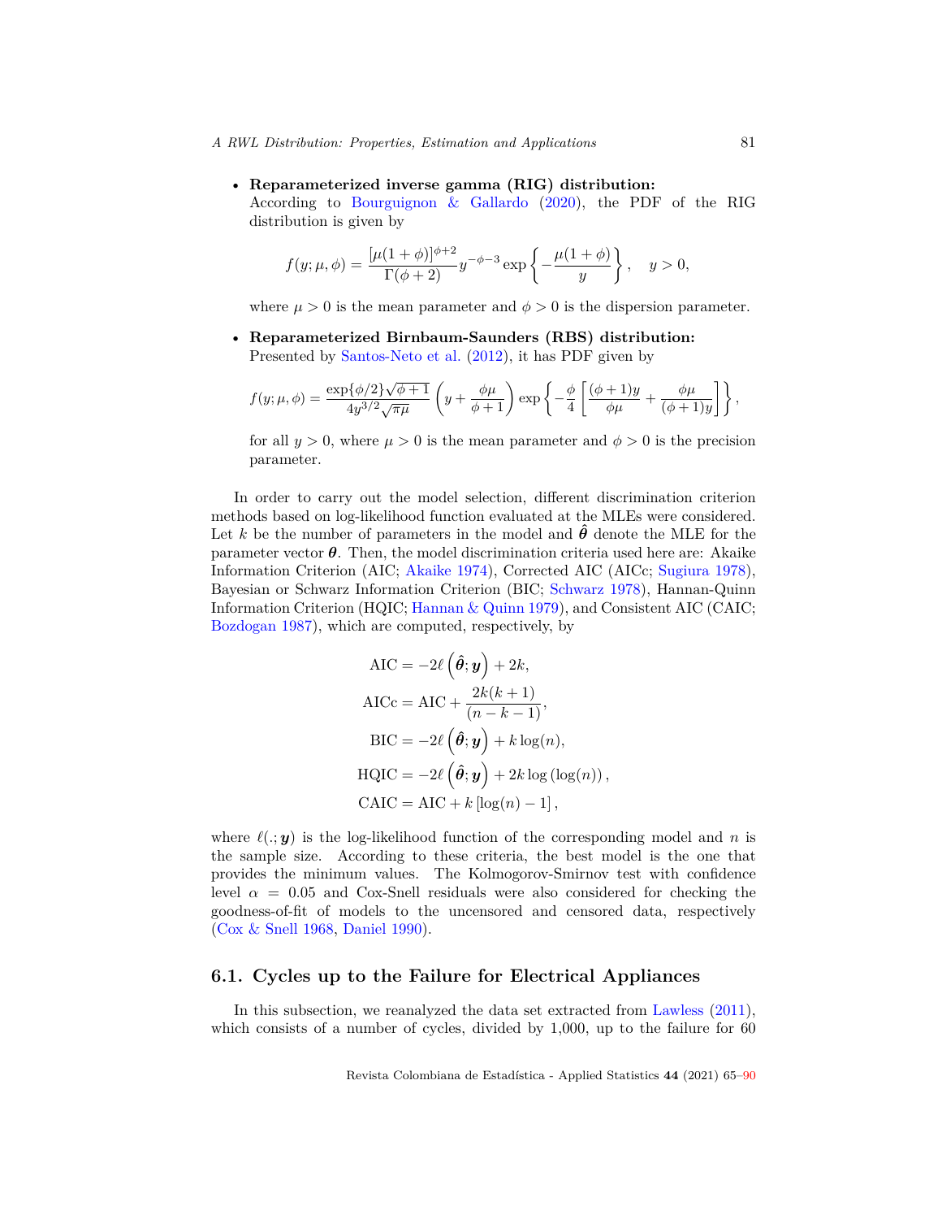- **Reparameterized inverse gamma (RIG) distribution:**
  According to Bourguignon & Gallardo (2020), the PDF of the RIG distribution is given by

$$f(y;\mu,\phi) = \frac{[\mu(1+\phi)]^{\phi+2}}{\Gamma(\phi+2)} y^{-\phi-3} \exp\left\{ -\frac{\mu(1+\phi)}{y} \right\}, \quad y > 0,$$

  where $\mu > 0$ is the mean parameter and $\phi > 0$ is the dispersion parameter.

- **Reparameterized Birnbaum-Saunders (RBS) distribution:**
  Presented by Santos-Neto et al. (2012), it has PDF given by

$$f(y;\mu,\phi) = \frac{\exp\{\phi/2\}\sqrt{\phi+1}}{4y^{3/2}\sqrt{\pi\mu}} \left( y + \frac{\phi\mu}{\phi+1} \right) \exp\left\{ -\frac{\phi}{4} \left[ \frac{(\phi+1)y}{\phi\mu} + \frac{\phi\mu}{(\phi+1)y} \right] \right\},$$

  for all $y > 0$, where $\mu > 0$ is the mean parameter and $\phi > 0$ is the precision parameter.

In order to carry out the model selection, different discrimination criterion methods based on log-likelihood function evaluated at the MLEs were considered. Let $k$ be the number of parameters in the model and $\hat{\boldsymbol{\theta}}$ denote the MLE for the parameter vector $\boldsymbol{\theta}$. Then, the model discrimination criteria used here are: Akaike Information Criterion (AIC; Akaike 1974), Corrected AIC (AICc; Sugiura 1978), Bayesian or Schwarz Information Criterion (BIC; Schwarz 1978), Hannan-Quinn Information Criterion (HQIC; Hannan & Quinn 1979), and Consistent AIC (CAIC; Bozdogan 1987), which are computed, respectively, by

$$\text{AIC} = -2\ell\left(\hat{\boldsymbol{\theta}}; \boldsymbol{y}\right) + 2k,$$

$$\text{AICc} = \text{AIC} + \frac{2k(k+1)}{(n-k-1)},$$

$$\text{BIC} = -2\ell\left(\hat{\boldsymbol{\theta}}; \boldsymbol{y}\right) + k\log(n),$$

$$\text{HQIC} = -2\ell\left(\hat{\boldsymbol{\theta}}; \boldsymbol{y}\right) + 2k\log\left(\log(n)\right),$$

$$\text{CAIC} = \text{AIC} + k\left[\log(n) - 1\right],$$

where $\ell(.; \boldsymbol{y})$ is the log-likelihood function of the corresponding model and $n$ is the sample size. According to these criteria, the best model is the one that provides the minimum values. The Kolmogorov-Smirnov test with confidence level $\alpha = 0.05$ and Cox-Snell residuals were also considered for checking the goodness-of-fit of models to the uncensored and censored data, respectively (Cox & Snell 1968, Daniel 1990).

## 6.1. Cycles up to the Failure for Electrical Appliances

In this subsection, we reanalyzed the data set extracted from Lawless (2011), which consists of a number of cycles, divided by 1,000, up to the failure for 60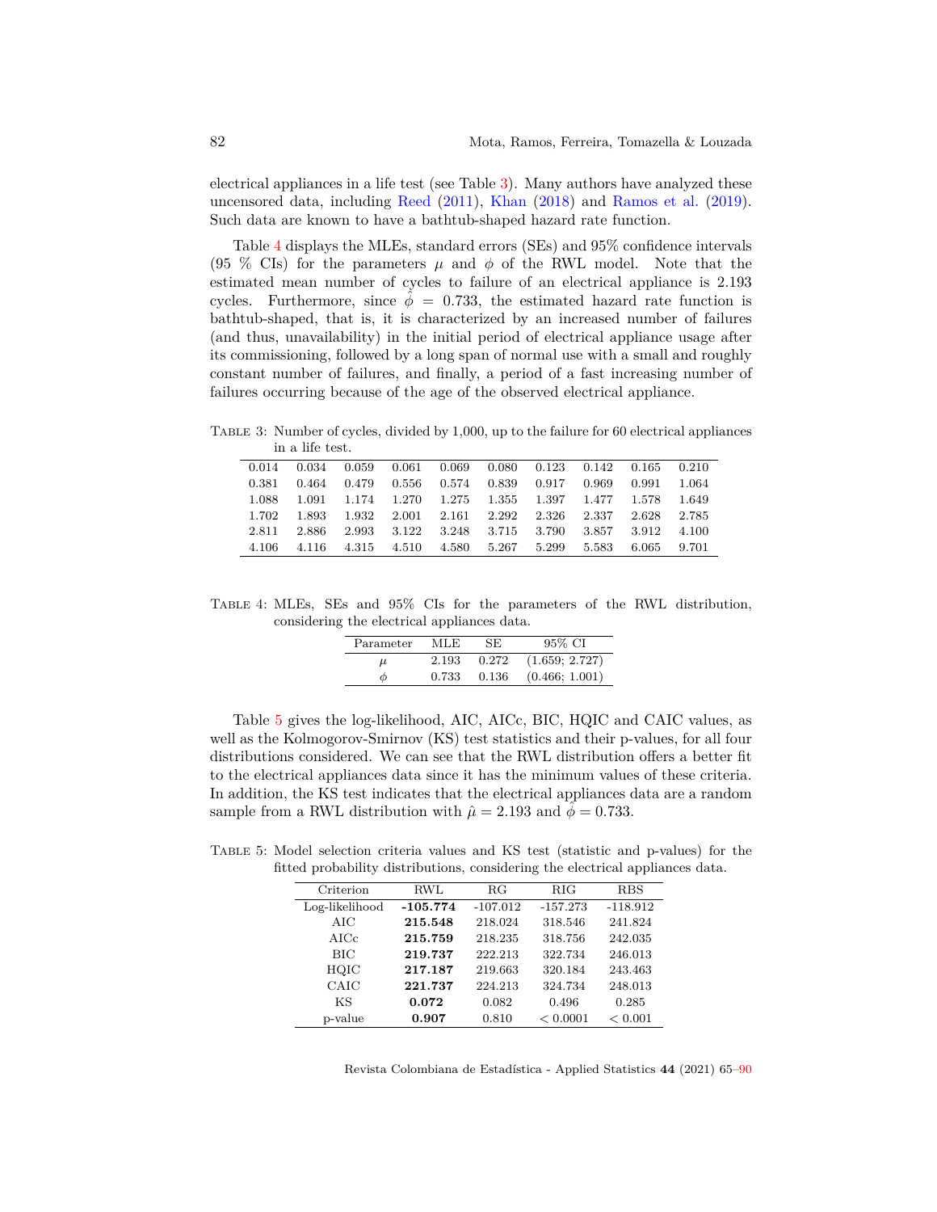electrical appliances in a life test (see Table 3). Many authors have analyzed these uncensored data, including Reed (2011), Khan (2018) and Ramos et al. (2019). Such data are known to have a bathtub-shaped hazard rate function.

Table 4 displays the MLEs, standard errors (SEs) and 95% confidence intervals (95 % CIs) for the parameters $\mu$ and $\phi$ of the RWL model. Note that the estimated mean number of cycles to failure of an electrical appliance is 2.193 cycles. Furthermore, since $\hat{\phi} = 0.733$, the estimated hazard rate function is bathtub-shaped, that is, it is characterized by an increased number of failures (and thus, unavailability) in the initial period of electrical appliance usage after its commissioning, followed by a long span of normal use with a small and roughly constant number of failures, and finally, a period of a fast increasing number of failures occurring because of the age of the observed electrical appliance.

Table 3: Number of cycles, divided by 1,000, up to the failure for 60 electrical appliances in a life test.

| | | | | | | | | | |
|---|---|---|---|---|---|---|---|---|---|
| 0.014 | 0.034 | 0.059 | 0.061 | 0.069 | 0.080 | 0.123 | 0.142 | 0.165 | 0.210 |
| 0.381 | 0.464 | 0.479 | 0.556 | 0.574 | 0.839 | 0.917 | 0.969 | 0.991 | 1.064 |
| 1.088 | 1.091 | 1.174 | 1.270 | 1.275 | 1.355 | 1.397 | 1.477 | 1.578 | 1.649 |
| 1.702 | 1.893 | 1.932 | 2.001 | 2.161 | 2.292 | 2.326 | 2.337 | 2.628 | 2.785 |
| 2.811 | 2.886 | 2.993 | 3.122 | 3.248 | 3.715 | 3.790 | 3.857 | 3.912 | 4.100 |
| 4.106 | 4.116 | 4.315 | 4.510 | 4.580 | 5.267 | 5.299 | 5.583 | 6.065 | 9.701 |

Table 4: MLEs, SEs and 95% CIs for the parameters of the RWL distribution, considering the electrical appliances data.

| Parameter | MLE | SE | 95% CI |
|---|---|---|---|
| $\mu$ | 2.193 | 0.272 | (1.659; 2.727) |
| $\phi$ | 0.733 | 0.136 | (0.466; 1.001) |

Table 5 gives the log-likelihood, AIC, AICc, BIC, HQIC and CAIC values, as well as the Kolmogorov-Smirnov (KS) test statistics and their p-values, for all four distributions considered. We can see that the RWL distribution offers a better fit to the electrical appliances data since it has the minimum values of these criteria. In addition, the KS test indicates that the electrical appliances data are a random sample from a RWL distribution with $\hat{\mu} = 2.193$ and $\hat{\phi} = 0.733$.

Table 5: Model selection criteria values and KS test (statistic and p-values) for the fitted probability distributions, considering the electrical appliances data.

| Criterion | RWL | RG | RIG | RBS |
|---|---|---|---|---|
| Log-likelihood | **-105.774** | -107.012 | -157.273 | -118.912 |
| AIC | **215.548** | 218.024 | 318.546 | 241.824 |
| AICc | **215.759** | 218.235 | 318.756 | 242.035 |
| BIC | **219.737** | 222.213 | 322.734 | 246.013 |
| HQIC | **217.187** | 219.663 | 320.184 | 243.463 |
| CAIC | **221.737** | 224.213 | 324.734 | 248.013 |
| KS | **0.072** | 0.082 | 0.496 | 0.285 |
| p-value | **0.907** | 0.810 | < 0.0001 | < 0.001 |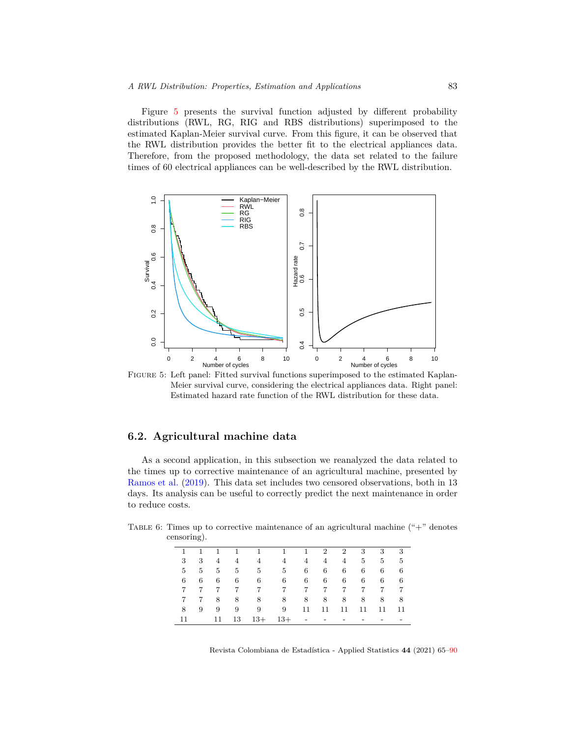Figure 5 presents the survival function adjusted by different probability distributions (RWL, RG, RIG and RBS distributions) superimposed to the estimated Kaplan-Meier survival curve. From this figure, it can be observed that the RWL distribution provides the better fit to the electrical appliances data. Therefore, from the proposed methodology, the data set related to the failure times of 60 electrical appliances can be well-described by the RWL distribution.

Survival

1.0
0.8
0.6
0.4
0.2
0.0

0 2 4 6 8 10

Number of cycles

Kaplan−Meier
RWL
RG
RIG
RBS

Hazard rate

0.8
0.7
0.6
0.5
0.4

0 2 4 6 8 10

Number of cycles

FIGURE 5: Left panel: Fitted survival functions superimposed to the estimated Kaplan-Meier survival curve, considering the electrical appliances data. Right panel: Estimated hazard rate function of the RWL distribution for these data.

## 6.2. Agricultural machine data

As a second application, in this subsection we reanalyzed the data related to the times up to corrective maintenance of an agricultural machine, presented by Ramos et al. (2019). This data set includes two censored observations, both in 13 days. Its analysis can be useful to correctly predict the next maintenance in order to reduce costs.

TABLE 6: Times up to corrective maintenance of an agricultural machine ("+" denotes censoring).

| | | | | | | | | | | | |
|---|---|---|---|---|---|---|---|---|---|---|---|
| 1 | 1 | 1 | 1 | 1 | 1 | 1 | 2 | 2 | 3 | 3 | 3 |
| 3 | 3 | 4 | 4 | 4 | 4 | 4 | 4 | 4 | 5 | 5 | 5 |
| 5 | 5 | 5 | 5 | 5 | 5 | 6 | 6 | 6 | 6 | 6 | 6 |
| 6 | 6 | 6 | 6 | 6 | 6 | 6 | 6 | 6 | 6 | 6 | 6 |
| 7 | 7 | 7 | 7 | 7 | 7 | 7 | 7 | 7 | 7 | 7 | 7 |
| 7 | 7 | 8 | 8 | 8 | 8 | 8 | 8 | 8 | 8 | 8 | 8 |
| 8 | 9 | 9 | 9 | 9 | 9 | 11 | 11 | 11 | 11 | 11 | 11 |
| 11 | | 11 | 13 | 13+ | 13+ | - | - | - | - | - | - |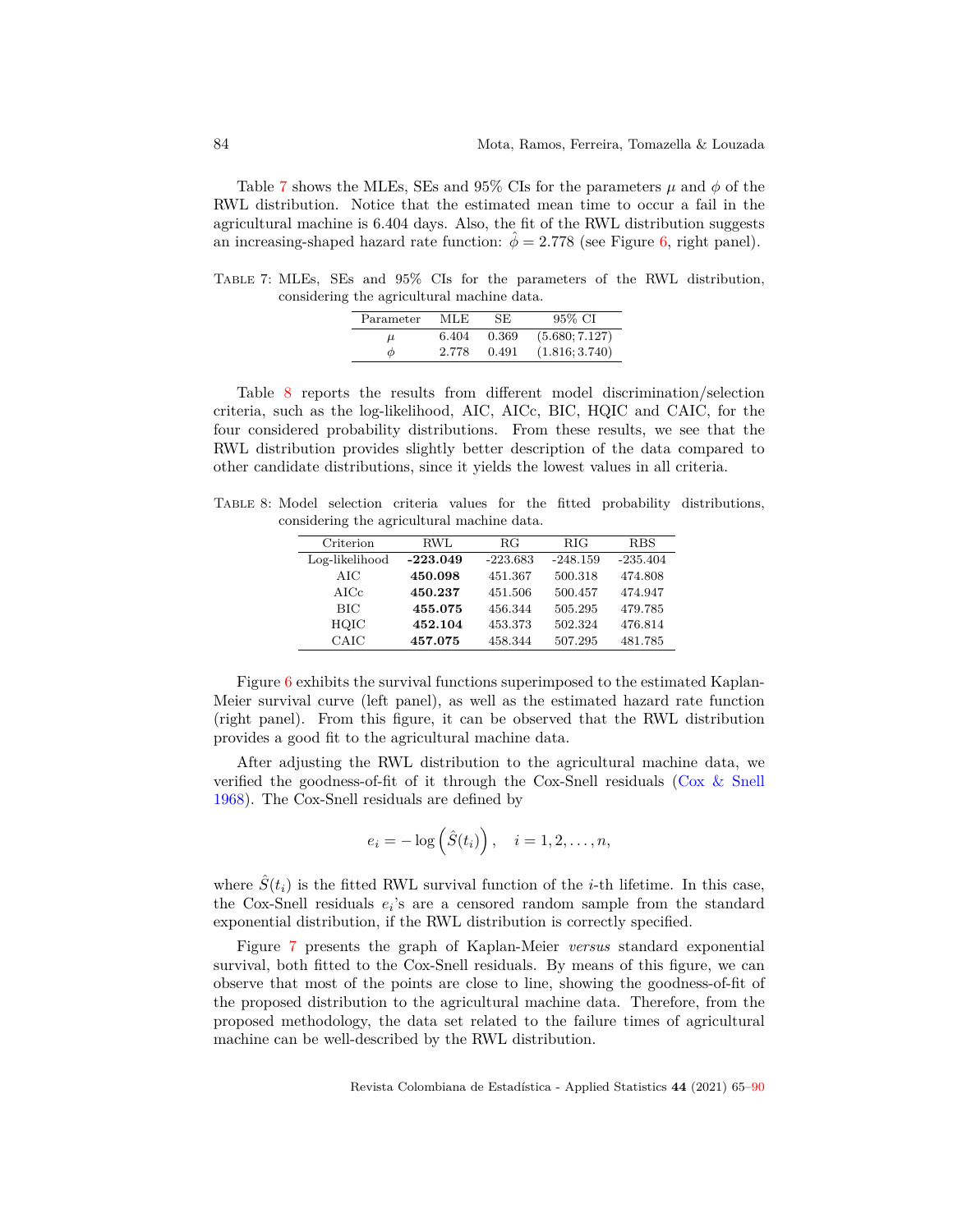Table 7 shows the MLEs, SEs and 95% CIs for the parameters $\mu$ and $\phi$ of the RWL distribution. Notice that the estimated mean time to occur a fail in the agricultural machine is 6.404 days. Also, the fit of the RWL distribution suggests an increasing-shaped hazard rate function: $\hat{\phi} = 2.778$ (see Figure 6, right panel).

Table 7: MLEs, SEs and 95% CIs for the parameters of the RWL distribution, considering the agricultural machine data.

| Parameter | MLE | SE | 95% CI |
|---|---|---|---|
| $\mu$ | 6.404 | 0.369 | $(5.680; 7.127)$ |
| $\phi$ | 2.778 | 0.491 | $(1.816; 3.740)$ |

Table 8 reports the results from different model discrimination/selection criteria, such as the log-likelihood, AIC, AICc, BIC, HQIC and CAIC, for the four considered probability distributions. From these results, we see that the RWL distribution provides slightly better description of the data compared to other candidate distributions, since it yields the lowest values in all criteria.

Table 8: Model selection criteria values for the fitted probability distributions, considering the agricultural machine data.

| Criterion | RWL | RG | RIG | RBS |
|---|---|---|---|---|
| Log-likelihood | **-223.049** | -223.683 | -248.159 | -235.404 |
| AIC | **450.098** | 451.367 | 500.318 | 474.808 |
| AICc | **450.237** | 451.506 | 500.457 | 474.947 |
| BIC | **455.075** | 456.344 | 505.295 | 479.785 |
| HQIC | **452.104** | 453.373 | 502.324 | 476.814 |
| CAIC | **457.075** | 458.344 | 507.295 | 481.785 |

Figure 6 exhibits the survival functions superimposed to the estimated Kaplan-Meier survival curve (left panel), as well as the estimated hazard rate function (right panel). From this figure, it can be observed that the RWL distribution provides a good fit to the agricultural machine data.

After adjusting the RWL distribution to the agricultural machine data, we verified the goodness-of-fit of it through the Cox-Snell residuals (Cox & Snell 1968). The Cox-Snell residuals are defined by

$$e_i = -\log\left(\hat{S}(t_i)\right), \quad i = 1, 2, \ldots, n,$$

where $\hat{S}(t_i)$ is the fitted RWL survival function of the $i$-th lifetime. In this case, the Cox-Snell residuals $e_i$'s are a censored random sample from the standard exponential distribution, if the RWL distribution is correctly specified.

Figure 7 presents the graph of Kaplan-Meier *versus* standard exponential survival, both fitted to the Cox-Snell residuals. By means of this figure, we can observe that most of the points are close to line, showing the goodness-of-fit of the proposed distribution to the agricultural machine data. Therefore, from the proposed methodology, the data set related to the failure times of agricultural machine can be well-described by the RWL distribution.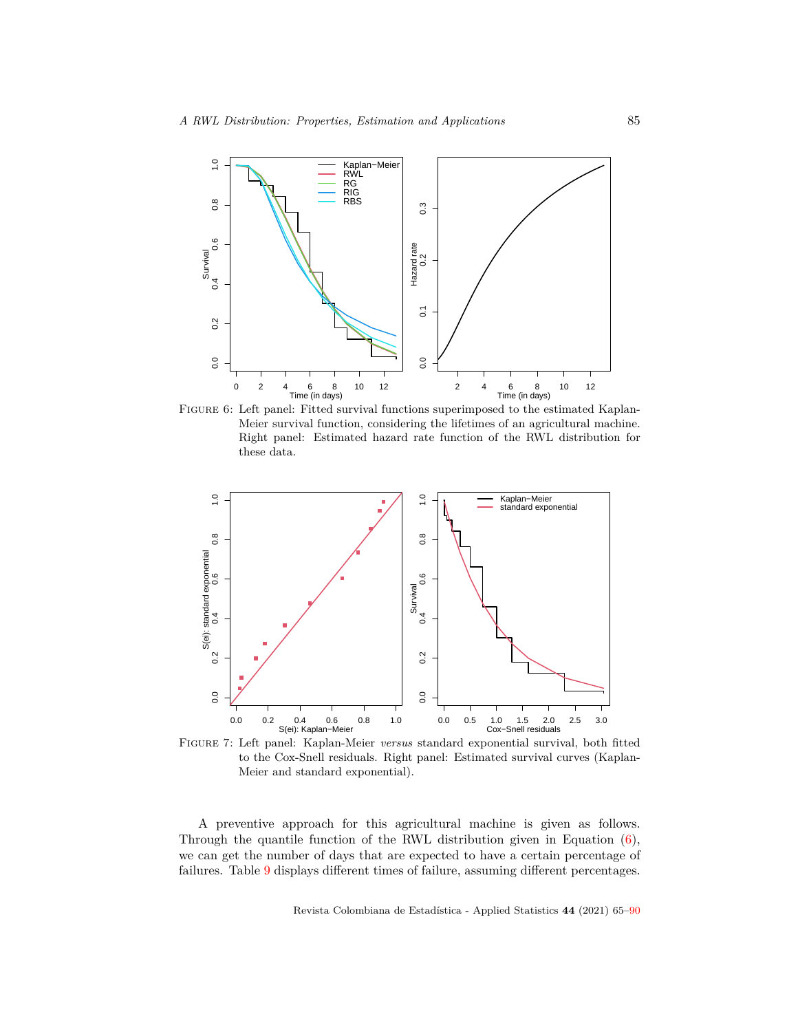Kaplan−Meier
RWL
RG
RIG
RBS

Survival
1.0
0.8
0.6
0.4
0.2
0.0
0 2 4 6 8 10 12
Time (in days)

Hazard rate
0.3
0.2
0.1
0.0
2 4 6 8 10 12
Time (in days)

Figure 6: Left panel: Fitted survival functions superimposed to the estimated Kaplan-Meier survival function, considering the lifetimes of an agricultural machine. Right panel: Estimated hazard rate function of the RWL distribution for these data.

S(ei): standard exponential
1.0
0.8
0.6
0.4
0.2
0.0
0.0 0.2 0.4 0.6 0.8 1.0
S(ei): Kaplan−Meier

Kaplan−Meier
standard exponential
Survival
1.0
0.8
0.6
0.4
0.2
0.0
0.0 0.5 1.0 1.5 2.0 2.5 3.0
Cox−Snell residuals

Figure 7: Left panel: Kaplan-Meier *versus* standard exponential survival, both fitted to the Cox-Snell residuals. Right panel: Estimated survival curves (Kaplan-Meier and standard exponential).

A preventive approach for this agricultural machine is given as follows. Through the quantile function of the RWL distribution given in Equation (6), we can get the number of days that are expected to have a certain percentage of failures. Table 9 displays different times of failure, assuming different percentages.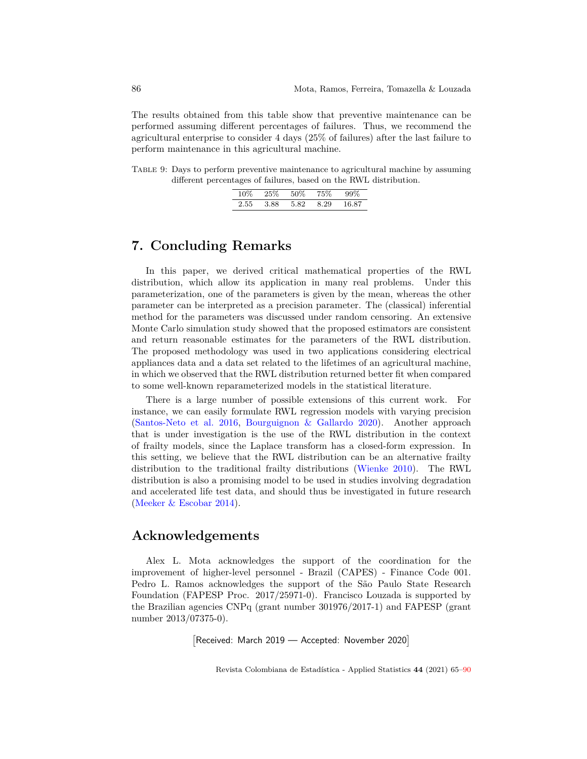The results obtained from this table show that preventive maintenance can be performed assuming different percentages of failures. Thus, we recommend the agricultural enterprise to consider 4 days (25% of failures) after the last failure to perform maintenance in this agricultural machine.

TABLE 9: Days to perform preventive maintenance to agricultural machine by assuming different percentages of failures, based on the RWL distribution.

| 10% | 25% | 50% | 75% | 99% |
|---|---|---|---|---|
| 2.55 | 3.88 | 5.82 | 8.29 | 16.87 |

# 7. Concluding Remarks

In this paper, we derived critical mathematical properties of the RWL distribution, which allow its application in many real problems. Under this parameterization, one of the parameters is given by the mean, whereas the other parameter can be interpreted as a precision parameter. The (classical) inferential method for the parameters was discussed under random censoring. An extensive Monte Carlo simulation study showed that the proposed estimators are consistent and return reasonable estimates for the parameters of the RWL distribution. The proposed methodology was used in two applications considering electrical appliances data and a data set related to the lifetimes of an agricultural machine, in which we observed that the RWL distribution returned better fit when compared to some well-known reparameterized models in the statistical literature.

There is a large number of possible extensions of this current work. For instance, we can easily formulate RWL regression models with varying precision (Santos-Neto et al. 2016, Bourguignon & Gallardo 2020). Another approach that is under investigation is the use of the RWL distribution in the context of frailty models, since the Laplace transform has a closed-form expression. In this setting, we believe that the RWL distribution can be an alternative frailty distribution to the traditional frailty distributions (Wienke 2010). The RWL distribution is also a promising model to be used in studies involving degradation and accelerated life test data, and should thus be investigated in future research (Meeker & Escobar 2014).

# Acknowledgements

Alex L. Mota acknowledges the support of the coordination for the improvement of higher-level personnel - Brazil (CAPES) - Finance Code 001. Pedro L. Ramos acknowledges the support of the São Paulo State Research Foundation (FAPESP Proc. 2017/25971-0). Francisco Louzada is supported by the Brazilian agencies CNPq (grant number 301976/2017-1) and FAPESP (grant number 2013/07375-0).

[Received: March 2019 — Accepted: November 2020]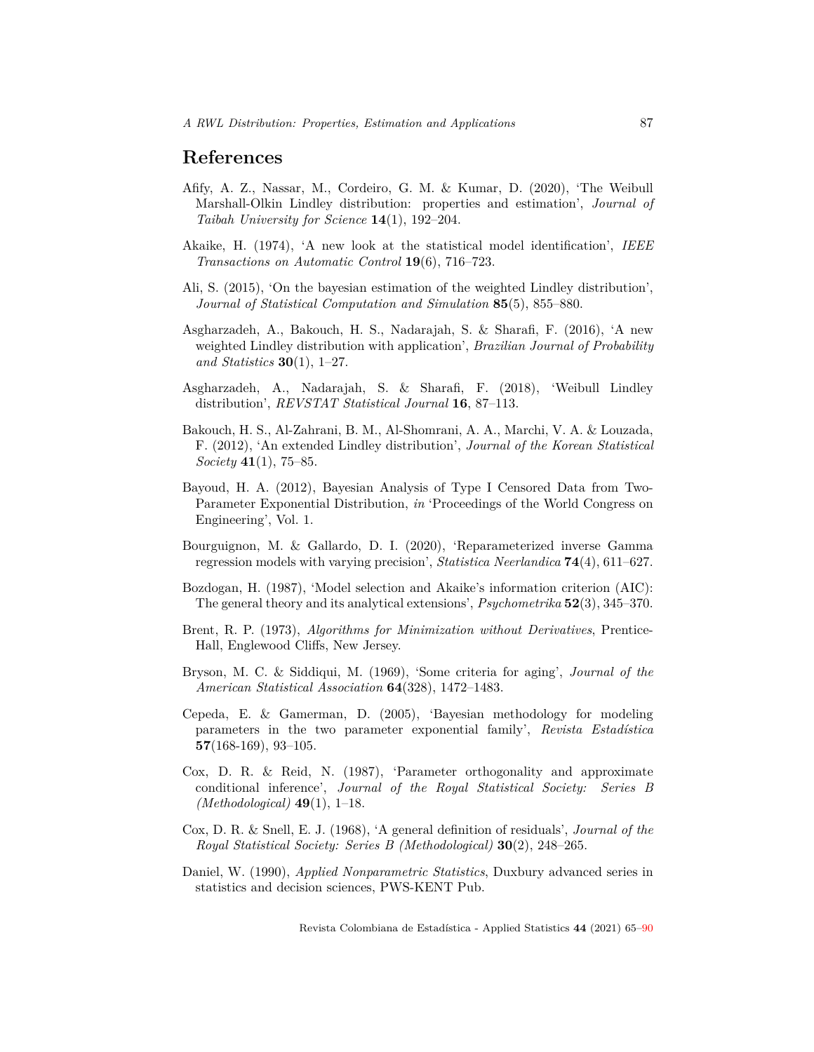# References

Afify, A. Z., Nassar, M., Cordeiro, G. M. & Kumar, D. (2020), 'The Weibull Marshall-Olkin Lindley distribution: properties and estimation', *Journal of Taibah University for Science* **14**(1), 192–204.

Akaike, H. (1974), 'A new look at the statistical model identification', *IEEE Transactions on Automatic Control* **19**(6), 716–723.

Ali, S. (2015), 'On the bayesian estimation of the weighted Lindley distribution', *Journal of Statistical Computation and Simulation* **85**(5), 855–880.

Asgharzadeh, A., Bakouch, H. S., Nadarajah, S. & Sharafi, F. (2016), 'A new weighted Lindley distribution with application', *Brazilian Journal of Probability and Statistics* **30**(1), 1–27.

Asgharzadeh, A., Nadarajah, S. & Sharafi, F. (2018), 'Weibull Lindley distribution', *REVSTAT Statistical Journal* **16**, 87–113.

Bakouch, H. S., Al-Zahrani, B. M., Al-Shomrani, A. A., Marchi, V. A. & Louzada, F. (2012), 'An extended Lindley distribution', *Journal of the Korean Statistical Society* **41**(1), 75–85.

Bayoud, H. A. (2012), Bayesian Analysis of Type I Censored Data from Two-Parameter Exponential Distribution, *in* 'Proceedings of the World Congress on Engineering', Vol. 1.

Bourguignon, M. & Gallardo, D. I. (2020), 'Reparameterized inverse Gamma regression models with varying precision', *Statistica Neerlandica* **74**(4), 611–627.

Bozdogan, H. (1987), 'Model selection and Akaike's information criterion (AIC): The general theory and its analytical extensions', *Psychometrika* **52**(3), 345–370.

Brent, R. P. (1973), *Algorithms for Minimization without Derivatives*, Prentice-Hall, Englewood Cliffs, New Jersey.

Bryson, M. C. & Siddiqui, M. (1969), 'Some criteria for aging', *Journal of the American Statistical Association* **64**(328), 1472–1483.

Cepeda, E. & Gamerman, D. (2005), 'Bayesian methodology for modeling parameters in the two parameter exponential family', *Revista Estadística* **57**(168-169), 93–105.

Cox, D. R. & Reid, N. (1987), 'Parameter orthogonality and approximate conditional inference', *Journal of the Royal Statistical Society: Series B (Methodological)* **49**(1), 1–18.

Cox, D. R. & Snell, E. J. (1968), 'A general definition of residuals', *Journal of the Royal Statistical Society: Series B (Methodological)* **30**(2), 248–265.

Daniel, W. (1990), *Applied Nonparametric Statistics*, Duxbury advanced series in statistics and decision sciences, PWS-KENT Pub.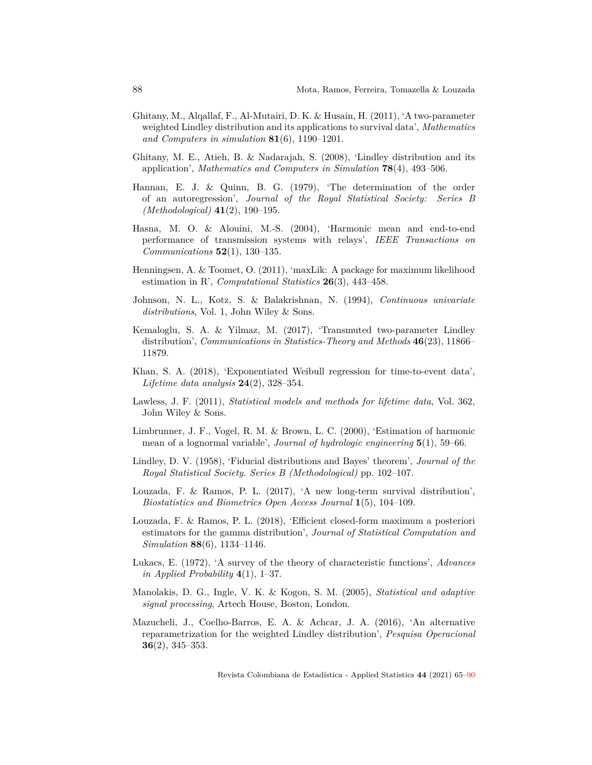Ghitany, M., Alqallaf, F., Al-Mutairi, D. K. & Husain, H. (2011), 'A two-parameter weighted Lindley distribution and its applications to survival data', *Mathematics and Computers in simulation* **81**(6), 1190–1201.

Ghitany, M. E., Atieh, B. & Nadarajah, S. (2008), 'Lindley distribution and its application', *Mathematics and Computers in Simulation* **78**(4), 493–506.

Hannan, E. J. & Quinn, B. G. (1979), 'The determination of the order of an autoregression', *Journal of the Royal Statistical Society: Series B (Methodological)* **41**(2), 190–195.

Hasna, M. O. & Alouini, M.-S. (2004), 'Harmonic mean and end-to-end performance of transmission systems with relays', *IEEE Transactions on Communications* **52**(1), 130–135.

Henningsen, A. & Toomet, O. (2011), 'maxLik: A package for maximum likelihood estimation in R', *Computational Statistics* **26**(3), 443–458.

Johnson, N. L., Kotz, S. & Balakrishnan, N. (1994), *Continuous univariate distributions*, Vol. 1, John Wiley & Sons.

Kemaloglu, S. A. & Yilmaz, M. (2017), 'Transmuted two-parameter Lindley distribution', *Communications in Statistics-Theory and Methods* **46**(23), 11866–11879.

Khan, S. A. (2018), 'Exponentiated Weibull regression for time-to-event data', *Lifetime data analysis* **24**(2), 328–354.

Lawless, J. F. (2011), *Statistical models and methods for lifetime data*, Vol. 362, John Wiley & Sons.

Limbrunner, J. F., Vogel, R. M. & Brown, L. C. (2000), 'Estimation of harmonic mean of a lognormal variable', *Journal of hydrologic engineering* **5**(1), 59–66.

Lindley, D. V. (1958), 'Fiducial distributions and Bayes' theorem', *Journal of the Royal Statistical Society. Series B (Methodological)* pp. 102–107.

Louzada, F. & Ramos, P. L. (2017), 'A new long-term survival distribution', *Biostatistics and Biometrics Open Access Journal* **1**(5), 104–109.

Louzada, F. & Ramos, P. L. (2018), 'Efficient closed-form maximum a posteriori estimators for the gamma distribution', *Journal of Statistical Computation and Simulation* **88**(6), 1134–1146.

Lukacs, E. (1972), 'A survey of the theory of characteristic functions', *Advances in Applied Probability* **4**(1), 1–37.

Manolakis, D. G., Ingle, V. K. & Kogon, S. M. (2005), *Statistical and adaptive signal processing*, Artech House, Boston, London.

Mazucheli, J., Coelho-Barros, E. A. & Achcar, J. A. (2016), 'An alternative reparametrization for the weighted Lindley distribution', *Pesquisa Operacional* **36**(2), 345–353.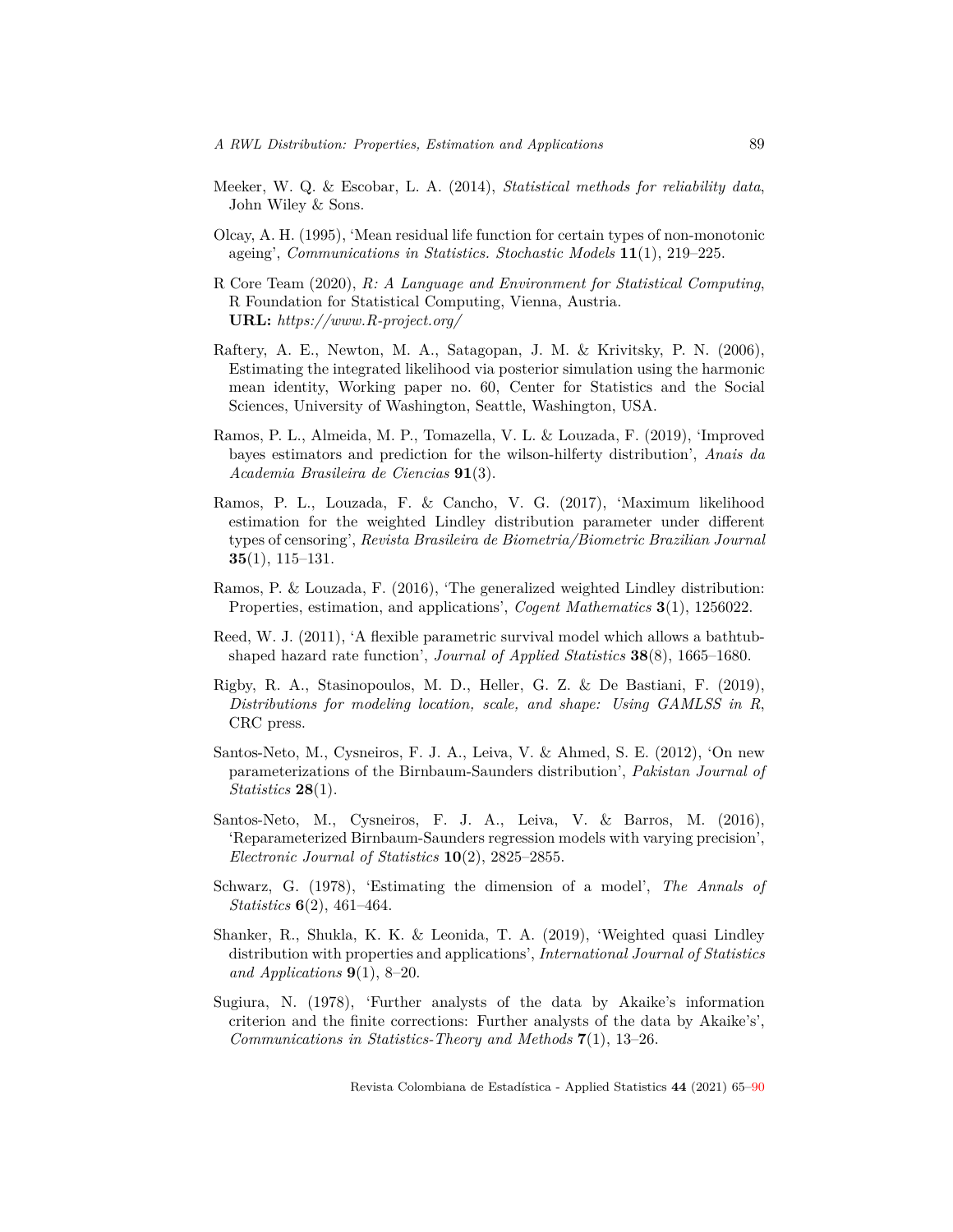Meeker, W. Q. & Escobar, L. A. (2014), *Statistical methods for reliability data*, John Wiley & Sons.

Olcay, A. H. (1995), 'Mean residual life function for certain types of non-monotonic ageing', *Communications in Statistics. Stochastic Models* **11**(1), 219–225.

R Core Team (2020), *R: A Language and Environment for Statistical Computing*, R Foundation for Statistical Computing, Vienna, Austria.
**URL:** *https://www.R-project.org/*

Raftery, A. E., Newton, M. A., Satagopan, J. M. & Krivitsky, P. N. (2006), Estimating the integrated likelihood via posterior simulation using the harmonic mean identity, Working paper no. 60, Center for Statistics and the Social Sciences, University of Washington, Seattle, Washington, USA.

Ramos, P. L., Almeida, M. P., Tomazella, V. L. & Louzada, F. (2019), 'Improved bayes estimators and prediction for the wilson-hilferty distribution', *Anais da Academia Brasileira de Ciencias* **91**(3).

Ramos, P. L., Louzada, F. & Cancho, V. G. (2017), 'Maximum likelihood estimation for the weighted Lindley distribution parameter under different types of censoring', *Revista Brasileira de Biometria/Biometric Brazilian Journal* **35**(1), 115–131.

Ramos, P. & Louzada, F. (2016), 'The generalized weighted Lindley distribution: Properties, estimation, and applications', *Cogent Mathematics* **3**(1), 1256022.

Reed, W. J. (2011), 'A flexible parametric survival model which allows a bathtub-shaped hazard rate function', *Journal of Applied Statistics* **38**(8), 1665–1680.

Rigby, R. A., Stasinopoulos, M. D., Heller, G. Z. & De Bastiani, F. (2019), *Distributions for modeling location, scale, and shape: Using GAMLSS in R*, CRC press.

Santos-Neto, M., Cysneiros, F. J. A., Leiva, V. & Ahmed, S. E. (2012), 'On new parameterizations of the Birnbaum-Saunders distribution', *Pakistan Journal of Statistics* **28**(1).

Santos-Neto, M., Cysneiros, F. J. A., Leiva, V. & Barros, M. (2016), 'Reparameterized Birnbaum-Saunders regression models with varying precision', *Electronic Journal of Statistics* **10**(2), 2825–2855.

Schwarz, G. (1978), 'Estimating the dimension of a model', *The Annals of Statistics* **6**(2), 461–464.

Shanker, R., Shukla, K. K. & Leonida, T. A. (2019), 'Weighted quasi Lindley distribution with properties and applications', *International Journal of Statistics and Applications* **9**(1), 8–20.

Sugiura, N. (1978), 'Further analysts of the data by Akaike's information criterion and the finite corrections: Further analysts of the data by Akaike's', *Communications in Statistics-Theory and Methods* **7**(1), 13–26.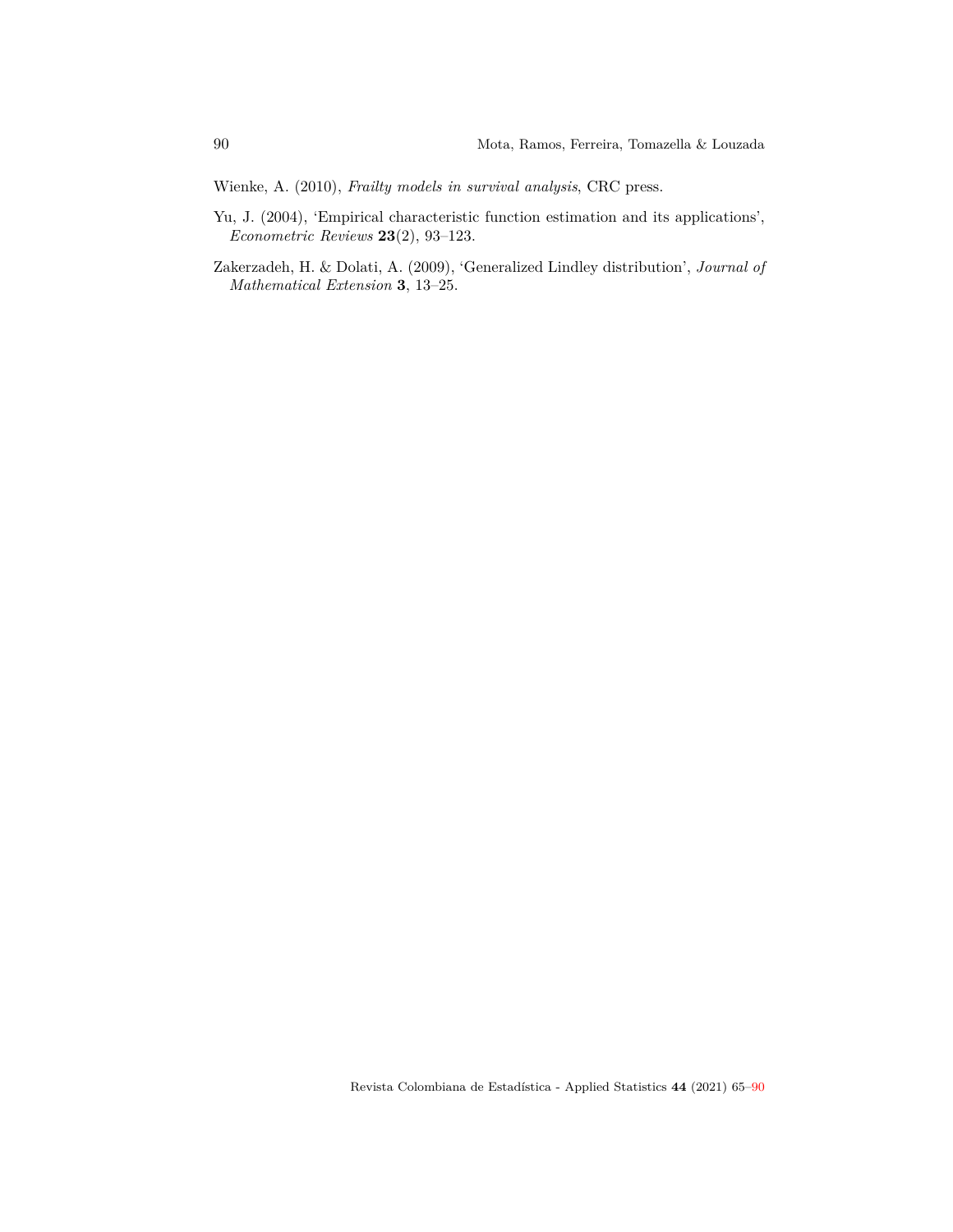Wienke, A. (2010), *Frailty models in survival analysis*, CRC press.

Yu, J. (2004), 'Empirical characteristic function estimation and its applications', *Econometric Reviews* **23**(2), 93–123.

Zakerzadeh, H. & Dolati, A. (2009), 'Generalized Lindley distribution', *Journal of Mathematical Extension* **3**, 13–25.